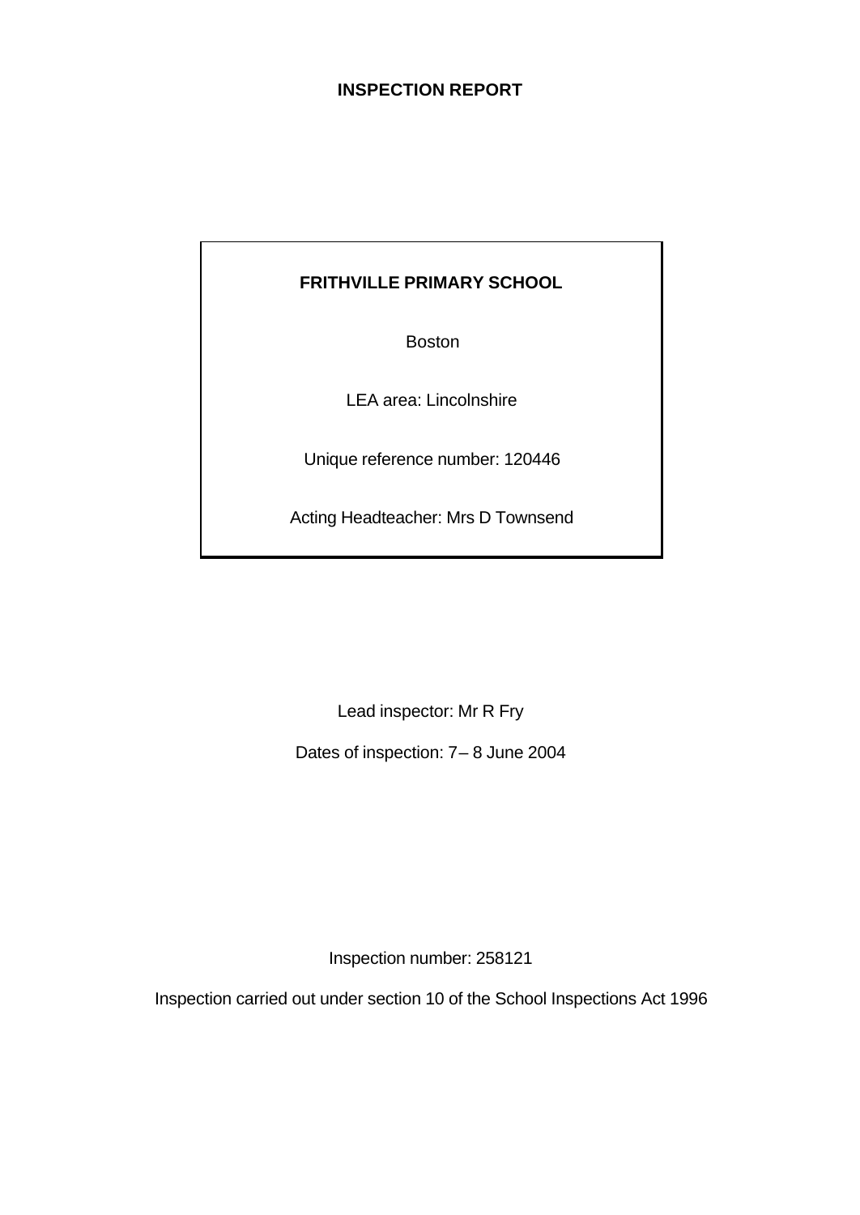**INSPECTION REPORT**

**FRITHVILLE PRIMARY SCHOOL**

Boston

LEA area: Lincolnshire

Unique reference number: 120446

Acting Headteacher: Mrs D Townsend

Lead inspector: Mr R Fry

Dates of inspection: 7– 8 June 2004

Inspection number: 258121

Inspection carried out under section 10 of the School Inspections Act 1996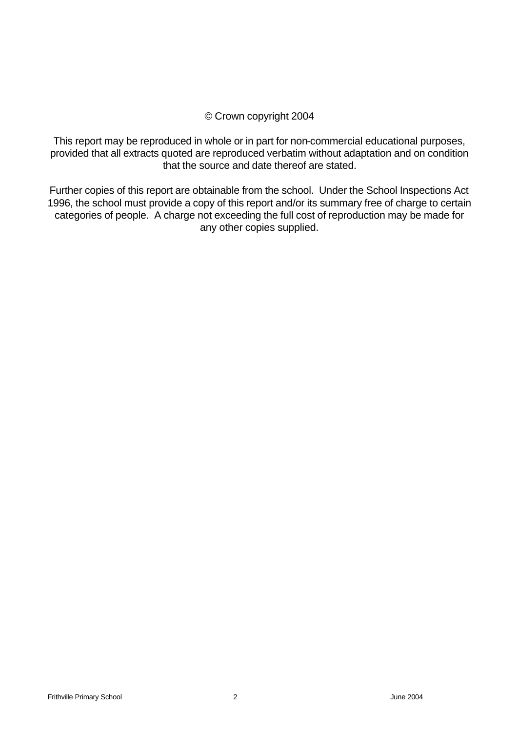© Crown copyright 2004

This report may be reproduced in whole or in part for non-commercial educational purposes, provided that all extracts quoted are reproduced verbatim without adaptation and on condition that the source and date thereof are stated.

Further copies of this report are obtainable from the school. Under the School Inspections Act 1996, the school must provide a copy of this report and/or its summary free of charge to certain categories of people. A charge not exceeding the full cost of reproduction may be made for any other copies supplied.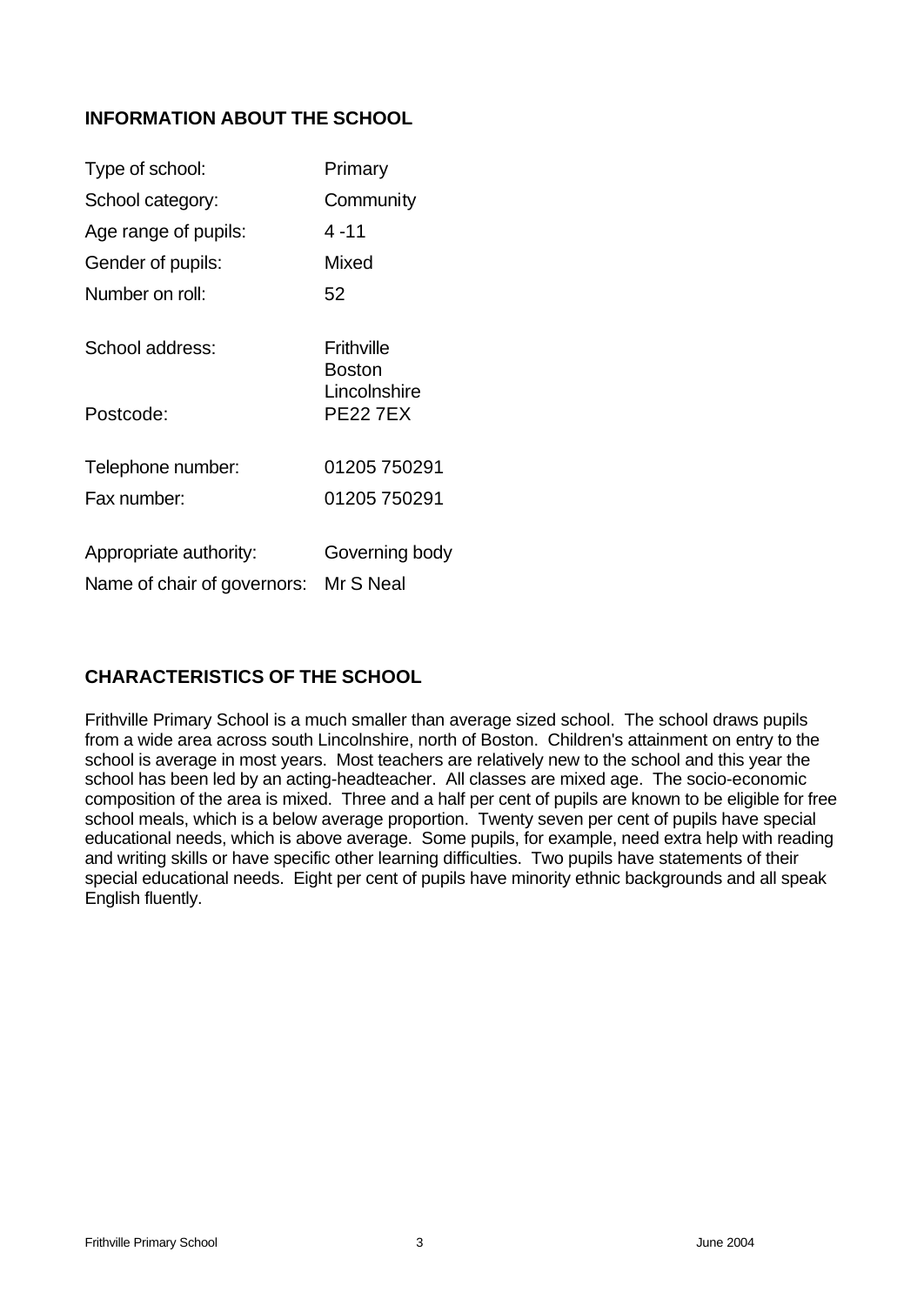## INFORMATION ABOUT THE SCHOOL

| | |
|---|---|
| Type of school: | Primary |
| School category: | Community |
| Age range of pupils: | 4 -11 |
| Gender of pupils: | Mixed |
| Number on roll: | 52 |
| School address: | Frithville<br>Boston<br>Lincolnshire |
| Postcode: | PE22 7EX |
| Telephone number: | 01205 750291 |
| Fax number: | 01205 750291 |
| Appropriate authority: | Governing body |
| Name of chair of governors: | Mr S Neal |

## CHARACTERISTICS OF THE SCHOOL

Frithville Primary School is a much smaller than average sized school. The school draws pupils from a wide area across south Lincolnshire, north of Boston. Children's attainment on entry to the school is average in most years. Most teachers are relatively new to the school and this year the school has been led by an acting-headteacher. All classes are mixed age. The socio-economic composition of the area is mixed. Three and a half per cent of pupils are known to be eligible for free school meals, which is a below average proportion. Twenty seven per cent of pupils have special educational needs, which is above average. Some pupils, for example, need extra help with reading and writing skills or have specific other learning difficulties. Two pupils have statements of their special educational needs. Eight per cent of pupils have minority ethnic backgrounds and all speak English fluently.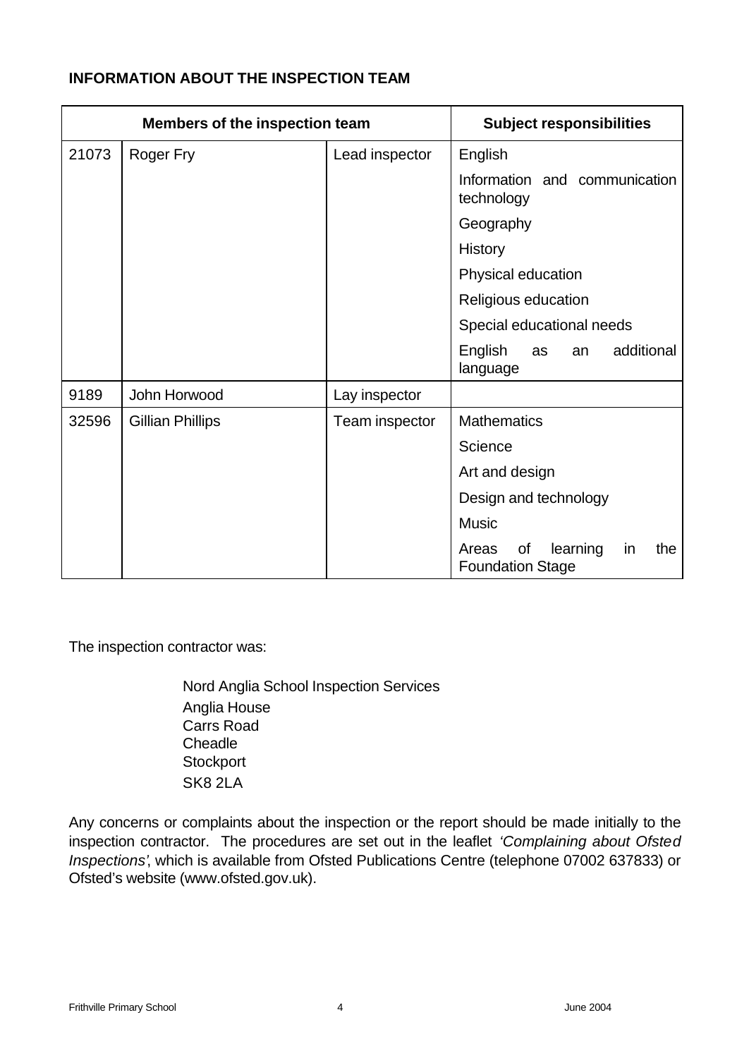**INFORMATION ABOUT THE INSPECTION TEAM**

| Members of the inspection team | | | Subject responsibilities |
|---|---|---|---|
| 21073 | Roger Fry | Lead inspector | English |
| | | | Information and communication technology |
| | | | Geography |
| | | | History |
| | | | Physical education |
| | | | Religious education |
| | | | Special educational needs |
| | | | English as an additional language |
| 9189 | John Horwood | Lay inspector | |
| 32596 | Gillian Phillips | Team inspector | Mathematics |
| | | | Science |
| | | | Art and design |
| | | | Design and technology |
| | | | Music |
| | | | Areas of learning in the Foundation Stage |

The inspection contractor was:

Nord Anglia School Inspection Services
Anglia House
Carrs Road
Cheadle
Stockport
SK8 2LA

Any concerns or complaints about the inspection or the report should be made initially to the inspection contractor. The procedures are set out in the leaflet *'Complaining about Ofsted Inspections'*, which is available from Ofsted Publications Centre (telephone 07002 637833) or Ofsted's website (www.ofsted.gov.uk).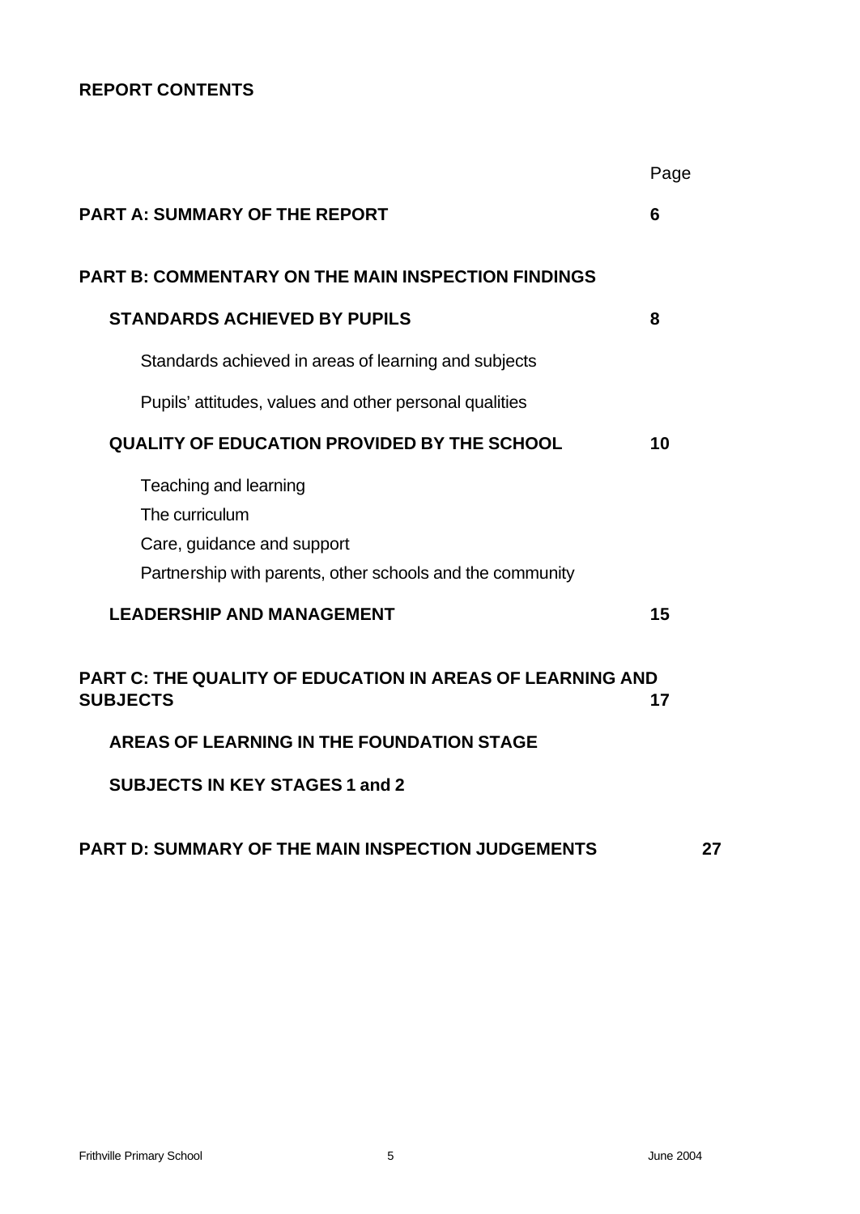**REPORT CONTENTS**

| | Page |
|---|---|
| **PART A: SUMMARY OF THE REPORT** | **6** |
| **PART B: COMMENTARY ON THE MAIN INSPECTION FINDINGS** | |
| **STANDARDS ACHIEVED BY PUPILS** | **8** |
| Standards achieved in areas of learning and subjects | |
| Pupils' attitudes, values and other personal qualities | |
| **QUALITY OF EDUCATION PROVIDED BY THE SCHOOL** | **10** |
| Teaching and learning<br>The curriculum<br>Care, guidance and support<br>Partnership with parents, other schools and the community | |
| **LEADERSHIP AND MANAGEMENT** | **15** |
| **PART C: THE QUALITY OF EDUCATION IN AREAS OF LEARNING AND SUBJECTS** | **17** |
| **AREAS OF LEARNING IN THE FOUNDATION STAGE** | |
| **SUBJECTS IN KEY STAGES 1 and 2** | |
| **PART D: SUMMARY OF THE MAIN INSPECTION JUDGEMENTS** | **27** |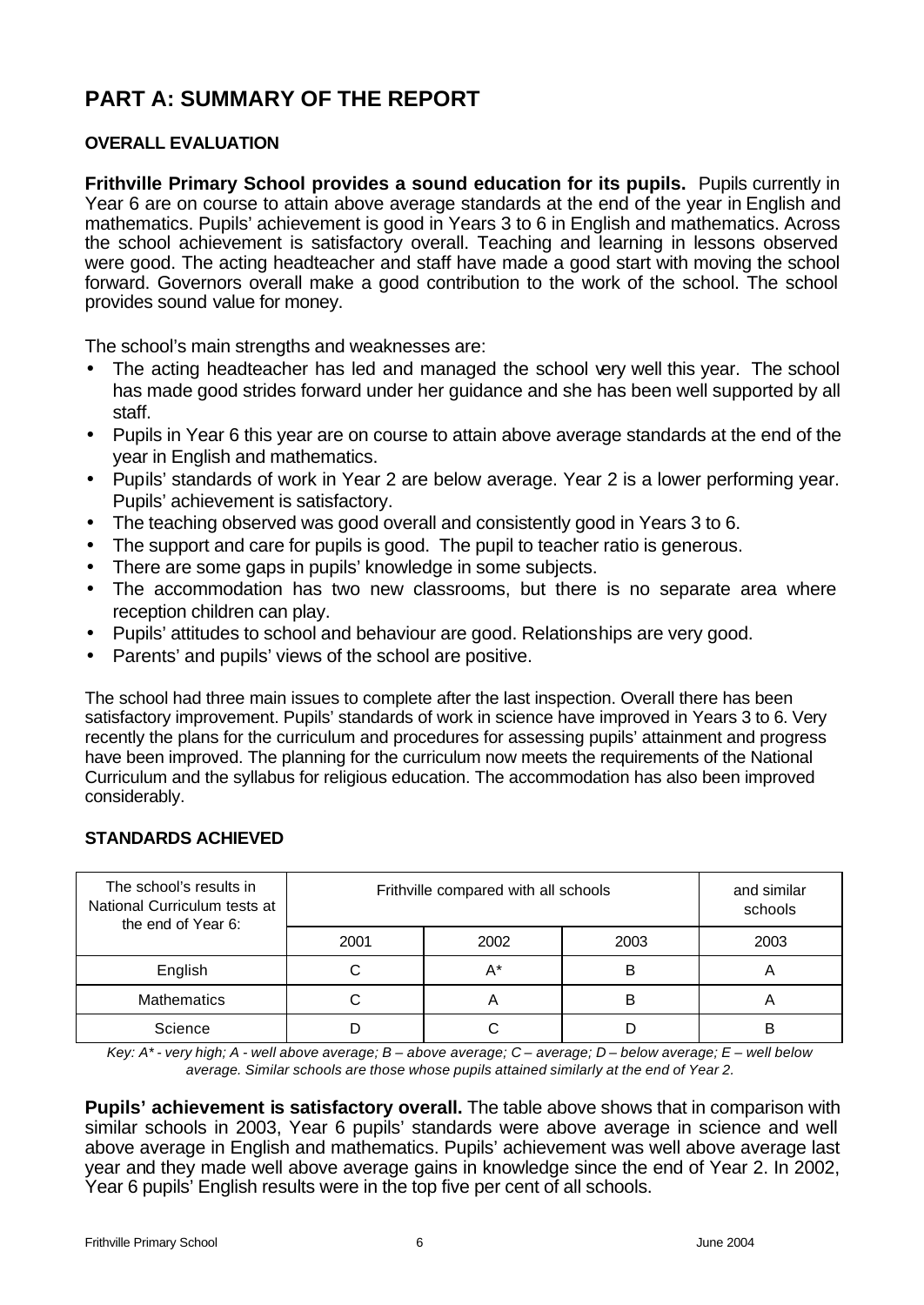# PART A: SUMMARY OF THE REPORT

**OVERALL EVALUATION**

**Frithville Primary School provides a sound education for its pupils.** Pupils currently in Year 6 are on course to attain above average standards at the end of the year in English and mathematics. Pupils' achievement is good in Years 3 to 6 in English and mathematics. Across the school achievement is satisfactory overall. Teaching and learning in lessons observed were good. The acting headteacher and staff have made a good start with moving the school forward. Governors overall make a good contribution to the work of the school. The school provides sound value for money.

The school's main strengths and weaknesses are:

- The acting headteacher has led and managed the school very well this year. The school has made good strides forward under her guidance and she has been well supported by all staff.
- Pupils in Year 6 this year are on course to attain above average standards at the end of the year in English and mathematics.
- Pupils' standards of work in Year 2 are below average. Year 2 is a lower performing year. Pupils' achievement is satisfactory.
- The teaching observed was good overall and consistently good in Years 3 to 6.
- The support and care for pupils is good. The pupil to teacher ratio is generous.
- There are some gaps in pupils' knowledge in some subjects.
- The accommodation has two new classrooms, but there is no separate area where reception children can play.
- Pupils' attitudes to school and behaviour are good. Relationships are very good.
- Parents' and pupils' views of the school are positive.

The school had three main issues to complete after the last inspection. Overall there has been satisfactory improvement. Pupils' standards of work in science have improved in Years 3 to 6. Very recently the plans for the curriculum and procedures for assessing pupils' attainment and progress have been improved. The planning for the curriculum now meets the requirements of the National Curriculum and the syllabus for religious education. The accommodation has also been improved considerably.

**STANDARDS ACHIEVED**

| The school's results in National Curriculum tests at the end of Year 6: | Frithville compared with all schools | | | and similar schools |
|---|---|---|---|---|
| | 2001 | 2002 | 2003 | 2003 |
| English | C | A* | B | A |
| Mathematics | C | A | B | A |
| Science | D | C | D | B |

*Key: A* - very high; A - well above average; B – above average; C – average; D – below average; E – well below average. Similar schools are those whose pupils attained similarly at the end of Year 2.*

**Pupils' achievement is satisfactory overall.** The table above shows that in comparison with similar schools in 2003, Year 6 pupils' standards were above average in science and well above average in English and mathematics. Pupils' achievement was well above average last year and they made well above average gains in knowledge since the end of Year 2. In 2002, Year 6 pupils' English results were in the top five per cent of all schools.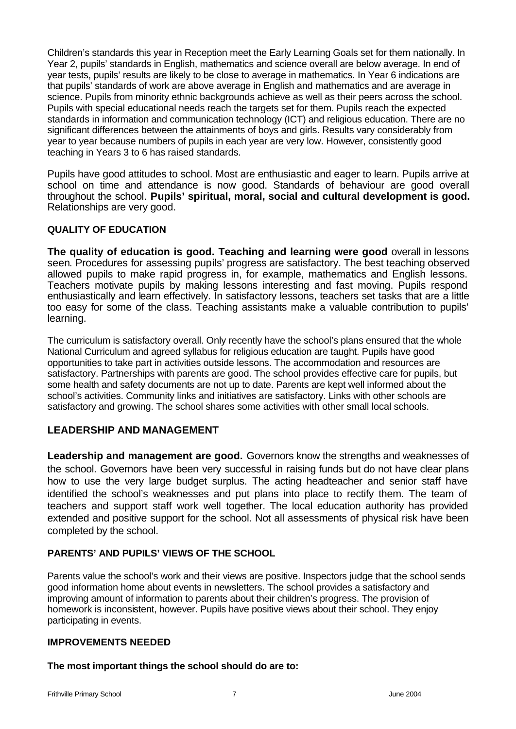Children's standards this year in Reception meet the Early Learning Goals set for them nationally. In Year 2, pupils' standards in English, mathematics and science overall are below average. In end of year tests, pupils' results are likely to be close to average in mathematics. In Year 6 indications are that pupils' standards of work are above average in English and mathematics and are average in science. Pupils from minority ethnic backgrounds achieve as well as their peers across the school. Pupils with special educational needs reach the targets set for them. Pupils reach the expected standards in information and communication technology (ICT) and religious education. There are no significant differences between the attainments of boys and girls. Results vary considerably from year to year because numbers of pupils in each year are very low. However, consistently good teaching in Years 3 to 6 has raised standards.

Pupils have good attitudes to school. Most are enthusiastic and eager to learn. Pupils arrive at school on time and attendance is now good. Standards of behaviour are good overall throughout the school. **Pupils' spiritual, moral, social and cultural development is good.** Relationships are very good.

### QUALITY OF EDUCATION

**The quality of education is good. Teaching and learning were good** overall in lessons seen. Procedures for assessing pupils' progress are satisfactory. The best teaching observed allowed pupils to make rapid progress in, for example, mathematics and English lessons. Teachers motivate pupils by making lessons interesting and fast moving. Pupils respond enthusiastically and learn effectively. In satisfactory lessons, teachers set tasks that are a little too easy for some of the class. Teaching assistants make a valuable contribution to pupils' learning.

The curriculum is satisfactory overall. Only recently have the school's plans ensured that the whole National Curriculum and agreed syllabus for religious education are taught. Pupils have good opportunities to take part in activities outside lessons. The accommodation and resources are satisfactory. Partnerships with parents are good. The school provides effective care for pupils, but some health and safety documents are not up to date. Parents are kept well informed about the school's activities. Community links and initiatives are satisfactory. Links with other schools are satisfactory and growing. The school shares some activities with other small local schools.

## LEADERSHIP AND MANAGEMENT

**Leadership and management are good.** Governors know the strengths and weaknesses of the school. Governors have been very successful in raising funds but do not have clear plans how to use the very large budget surplus. The acting headteacher and senior staff have identified the school's weaknesses and put plans into place to rectify them. The team of teachers and support staff work well together. The local education authority has provided extended and positive support for the school. Not all assessments of physical risk have been completed by the school.

### PARENTS' AND PUPILS' VIEWS OF THE SCHOOL

Parents value the school's work and their views are positive. Inspectors judge that the school sends good information home about events in newsletters. The school provides a satisfactory and improving amount of information to parents about their children's progress. The provision of homework is inconsistent, however. Pupils have positive views about their school. They enjoy participating in events.

### IMPROVEMENTS NEEDED

**The most important things the school should do are to:**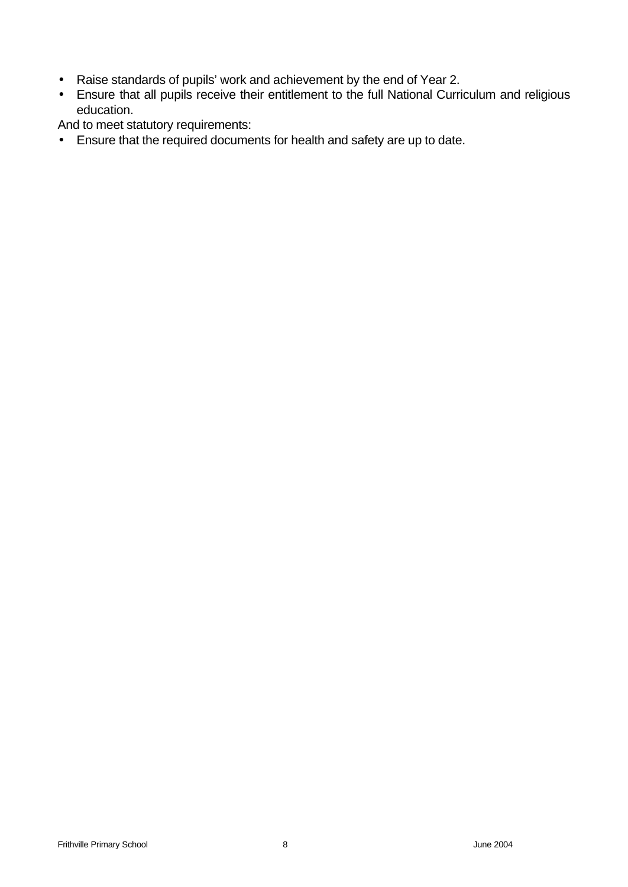- Raise standards of pupils' work and achievement by the end of Year 2.
- Ensure that all pupils receive their entitlement to the full National Curriculum and religious education.

And to meet statutory requirements:

- Ensure that the required documents for health and safety are up to date.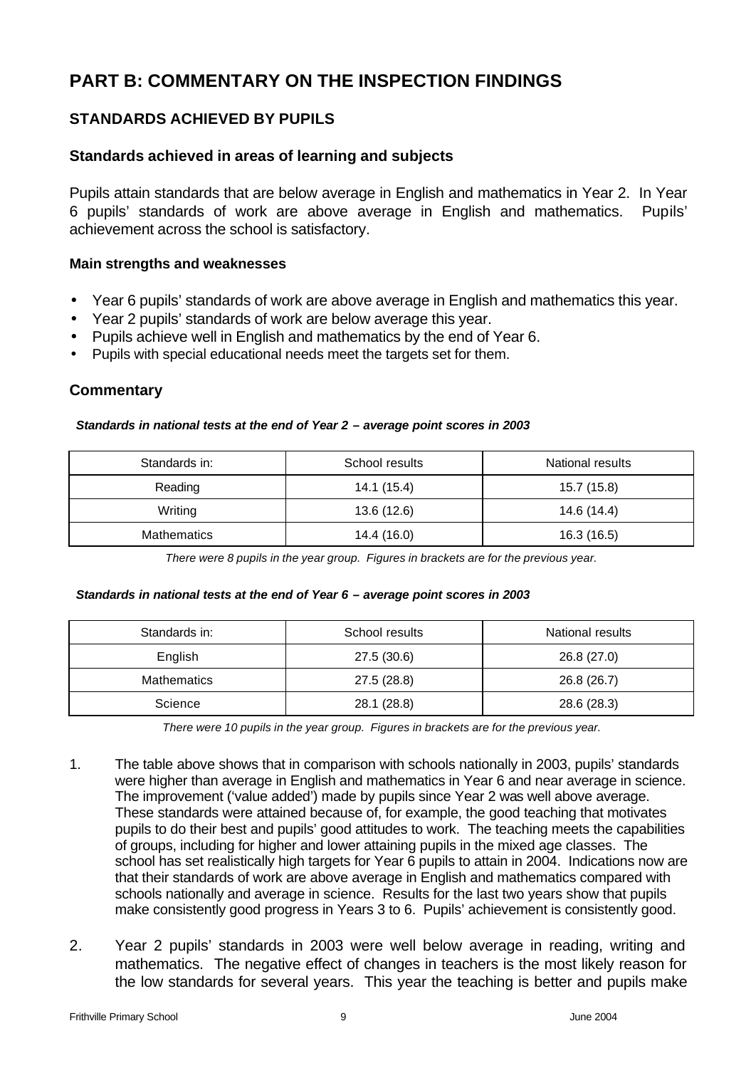# PART B: COMMENTARY ON THE INSPECTION FINDINGS

## STANDARDS ACHIEVED BY PUPILS

### Standards achieved in areas of learning and subjects

Pupils attain standards that are below average in English and mathematics in Year 2. In Year 6 pupils' standards of work are above average in English and mathematics. Pupils' achievement across the school is satisfactory.

**Main strengths and weaknesses**

- Year 6 pupils' standards of work are above average in English and mathematics this year.
- Year 2 pupils' standards of work are below average this year.
- Pupils achieve well in English and mathematics by the end of Year 6.
- Pupils with special educational needs meet the targets set for them.

### Commentary

***Standards in national tests at the end of Year 2 – average point scores in 2003***

| Standards in: | School results | National results |
|---|---|---|
| Reading | 14.1 (15.4) | 15.7 (15.8) |
| Writing | 13.6 (12.6) | 14.6 (14.4) |
| Mathematics | 14.4 (16.0) | 16.3 (16.5) |

*There were 8 pupils in the year group. Figures in brackets are for the previous year.*

***Standards in national tests at the end of Year 6 – average point scores in 2003***

| Standards in: | School results | National results |
|---|---|---|
| English | 27.5 (30.6) | 26.8 (27.0) |
| Mathematics | 27.5 (28.8) | 26.8 (26.7) |
| Science | 28.1 (28.8) | 28.6 (28.3) |

*There were 10 pupils in the year group. Figures in brackets are for the previous year.*

1. The table above shows that in comparison with schools nationally in 2003, pupils' standards were higher than average in English and mathematics in Year 6 and near average in science. The improvement ('value added') made by pupils since Year 2 was well above average. These standards were attained because of, for example, the good teaching that motivates pupils to do their best and pupils' good attitudes to work. The teaching meets the capabilities of groups, including for higher and lower attaining pupils in the mixed age classes. The school has set realistically high targets for Year 6 pupils to attain in 2004. Indications now are that their standards of work are above average in English and mathematics compared with schools nationally and average in science. Results for the last two years show that pupils make consistently good progress in Years 3 to 6. Pupils' achievement is consistently good.

2. Year 2 pupils' standards in 2003 were well below average in reading, writing and mathematics. The negative effect of changes in teachers is the most likely reason for the low standards for several years. This year the teaching is better and pupils make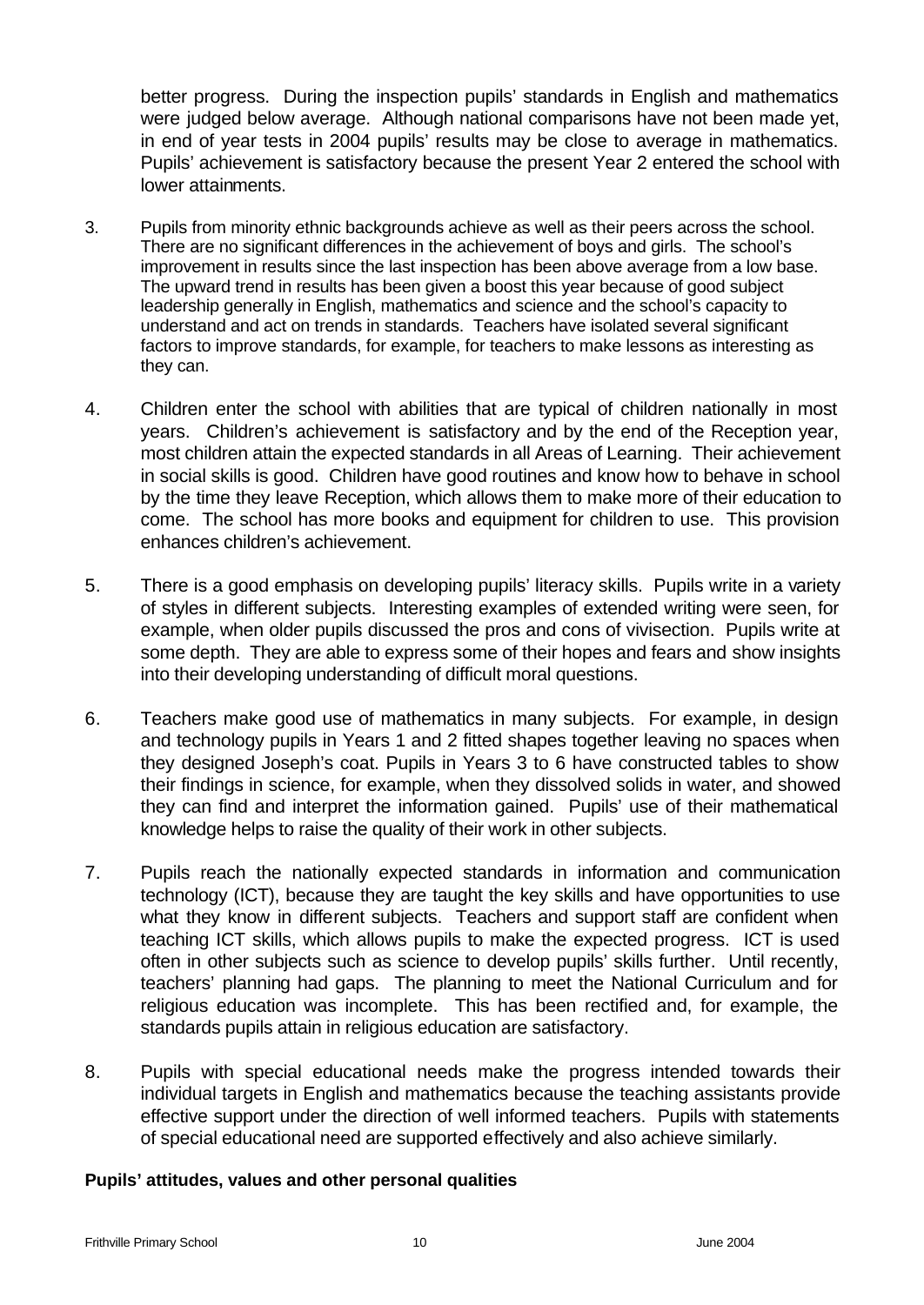better progress. During the inspection pupils' standards in English and mathematics were judged below average. Although national comparisons have not been made yet, in end of year tests in 2004 pupils' results may be close to average in mathematics. Pupils' achievement is satisfactory because the present Year 2 entered the school with lower attainments.

3. Pupils from minority ethnic backgrounds achieve as well as their peers across the school. There are no significant differences in the achievement of boys and girls. The school's improvement in results since the last inspection has been above average from a low base. The upward trend in results has been given a boost this year because of good subject leadership generally in English, mathematics and science and the school's capacity to understand and act on trends in standards. Teachers have isolated several significant factors to improve standards, for example, for teachers to make lessons as interesting as they can.

4. Children enter the school with abilities that are typical of children nationally in most years. Children's achievement is satisfactory and by the end of the Reception year, most children attain the expected standards in all Areas of Learning. Their achievement in social skills is good. Children have good routines and know how to behave in school by the time they leave Reception, which allows them to make more of their education to come. The school has more books and equipment for children to use. This provision enhances children's achievement.

5. There is a good emphasis on developing pupils' literacy skills. Pupils write in a variety of styles in different subjects. Interesting examples of extended writing were seen, for example, when older pupils discussed the pros and cons of vivisection. Pupils write at some depth. They are able to express some of their hopes and fears and show insights into their developing understanding of difficult moral questions.

6. Teachers make good use of mathematics in many subjects. For example, in design and technology pupils in Years 1 and 2 fitted shapes together leaving no spaces when they designed Joseph's coat. Pupils in Years 3 to 6 have constructed tables to show their findings in science, for example, when they dissolved solids in water, and showed they can find and interpret the information gained. Pupils' use of their mathematical knowledge helps to raise the quality of their work in other subjects.

7. Pupils reach the nationally expected standards in information and communication technology (ICT), because they are taught the key skills and have opportunities to use what they know in different subjects. Teachers and support staff are confident when teaching ICT skills, which allows pupils to make the expected progress. ICT is used often in other subjects such as science to develop pupils' skills further. Until recently, teachers' planning had gaps. The planning to meet the National Curriculum and for religious education was incomplete. This has been rectified and, for example, the standards pupils attain in religious education are satisfactory.

8. Pupils with special educational needs make the progress intended towards their individual targets in English and mathematics because the teaching assistants provide effective support under the direction of well informed teachers. Pupils with statements of special educational need are supported effectively and also achieve similarly.

**Pupils' attitudes, values and other personal qualities**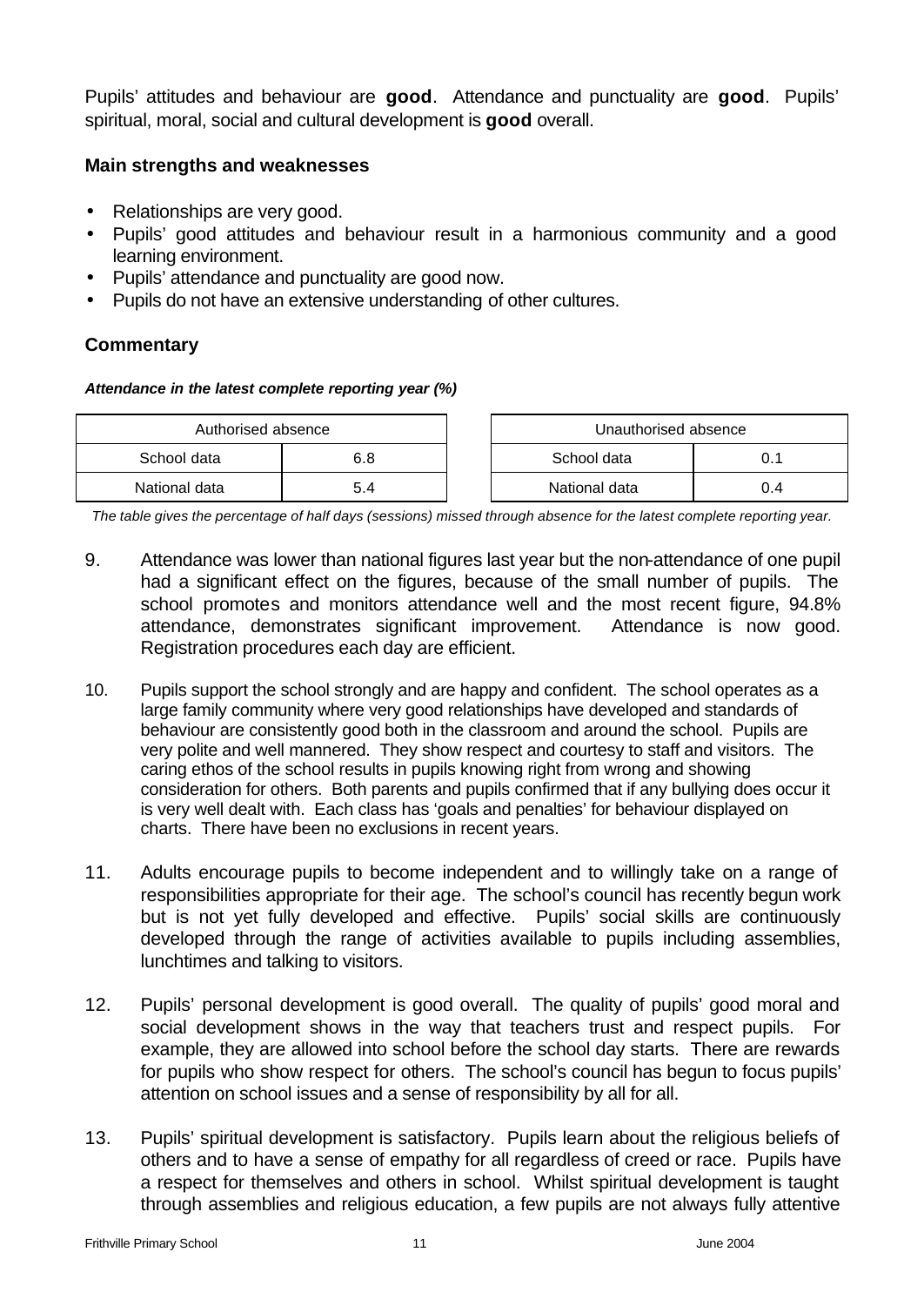Pupils' attitudes and behaviour are **good**. Attendance and punctuality are **good**. Pupils' spiritual, moral, social and cultural development is **good** overall.

### Main strengths and weaknesses

- Relationships are very good.
- Pupils' good attitudes and behaviour result in a harmonious community and a good learning environment.
- Pupils' attendance and punctuality are good now.
- Pupils do not have an extensive understanding of other cultures.

### Commentary

***Attendance in the latest complete reporting year (%)***

| Authorised absence | |
|---|---|
| School data | 6.8 |
| National data | 5.4 |

| Unauthorised absence | |
|---|---|
| School data | 0.1 |
| National data | 0.4 |

*The table gives the percentage of half days (sessions) missed through absence for the latest complete reporting year.*

9. Attendance was lower than national figures last year but the non-attendance of one pupil had a significant effect on the figures, because of the small number of pupils. The school promotes and monitors attendance well and the most recent figure, 94.8% attendance, demonstrates significant improvement. Attendance is now good. Registration procedures each day are efficient.

10. Pupils support the school strongly and are happy and confident. The school operates as a large family community where very good relationships have developed and standards of behaviour are consistently good both in the classroom and around the school. Pupils are very polite and well mannered. They show respect and courtesy to staff and visitors. The caring ethos of the school results in pupils knowing right from wrong and showing consideration for others. Both parents and pupils confirmed that if any bullying does occur it is very well dealt with. Each class has 'goals and penalties' for behaviour displayed on charts. There have been no exclusions in recent years.

11. Adults encourage pupils to become independent and to willingly take on a range of responsibilities appropriate for their age. The school's council has recently begun work but is not yet fully developed and effective. Pupils' social skills are continuously developed through the range of activities available to pupils including assemblies, lunchtimes and talking to visitors.

12. Pupils' personal development is good overall. The quality of pupils' good moral and social development shows in the way that teachers trust and respect pupils. For example, they are allowed into school before the school day starts. There are rewards for pupils who show respect for others. The school's council has begun to focus pupils' attention on school issues and a sense of responsibility by all for all.

13. Pupils' spiritual development is satisfactory. Pupils learn about the religious beliefs of others and to have a sense of empathy for all regardless of creed or race. Pupils have a respect for themselves and others in school. Whilst spiritual development is taught through assemblies and religious education, a few pupils are not always fully attentive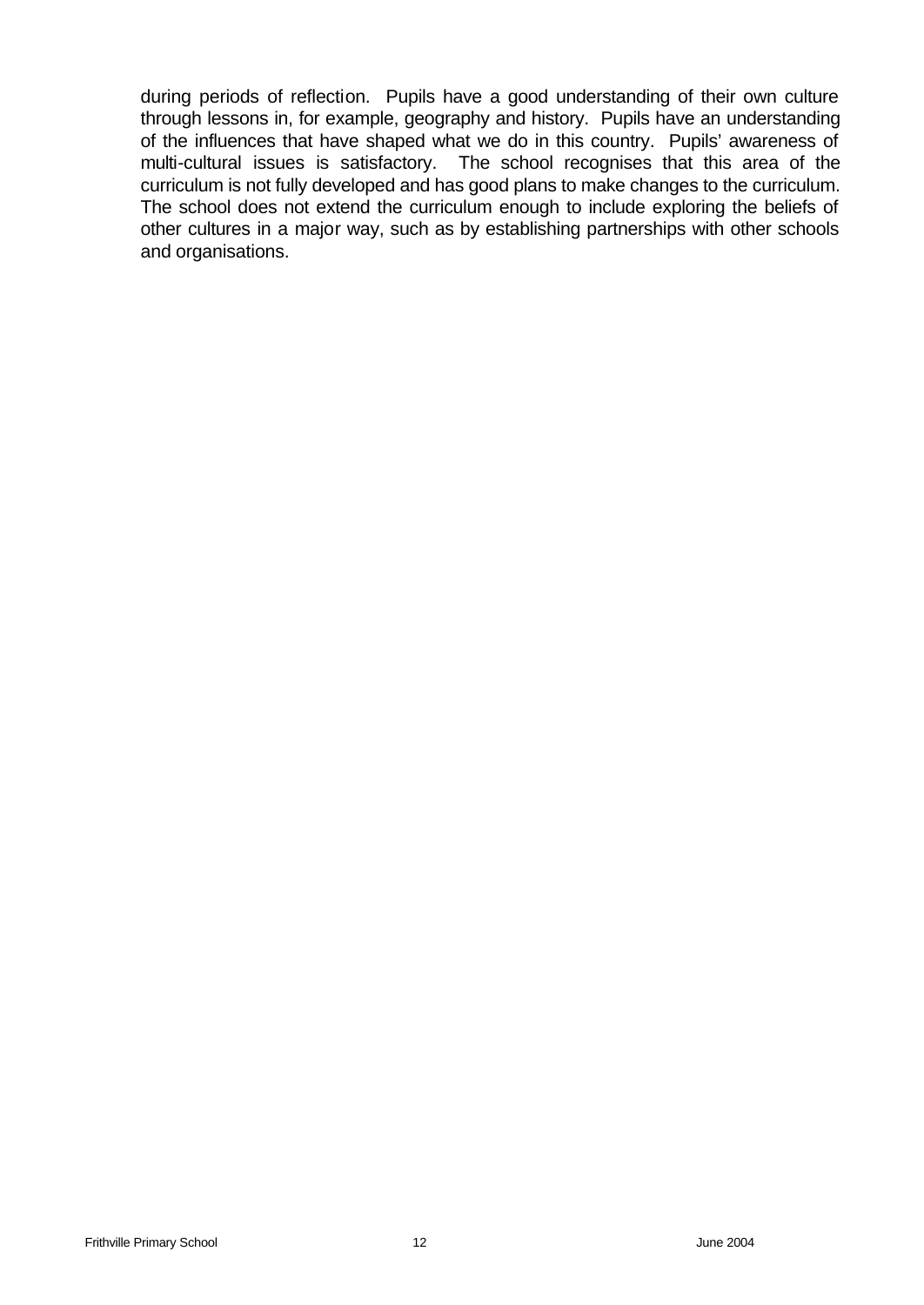during periods of reflection. Pupils have a good understanding of their own culture through lessons in, for example, geography and history. Pupils have an understanding of the influences that have shaped what we do in this country. Pupils' awareness of multi-cultural issues is satisfactory. The school recognises that this area of the curriculum is not fully developed and has good plans to make changes to the curriculum. The school does not extend the curriculum enough to include exploring the beliefs of other cultures in a major way, such as by establishing partnerships with other schools and organisations.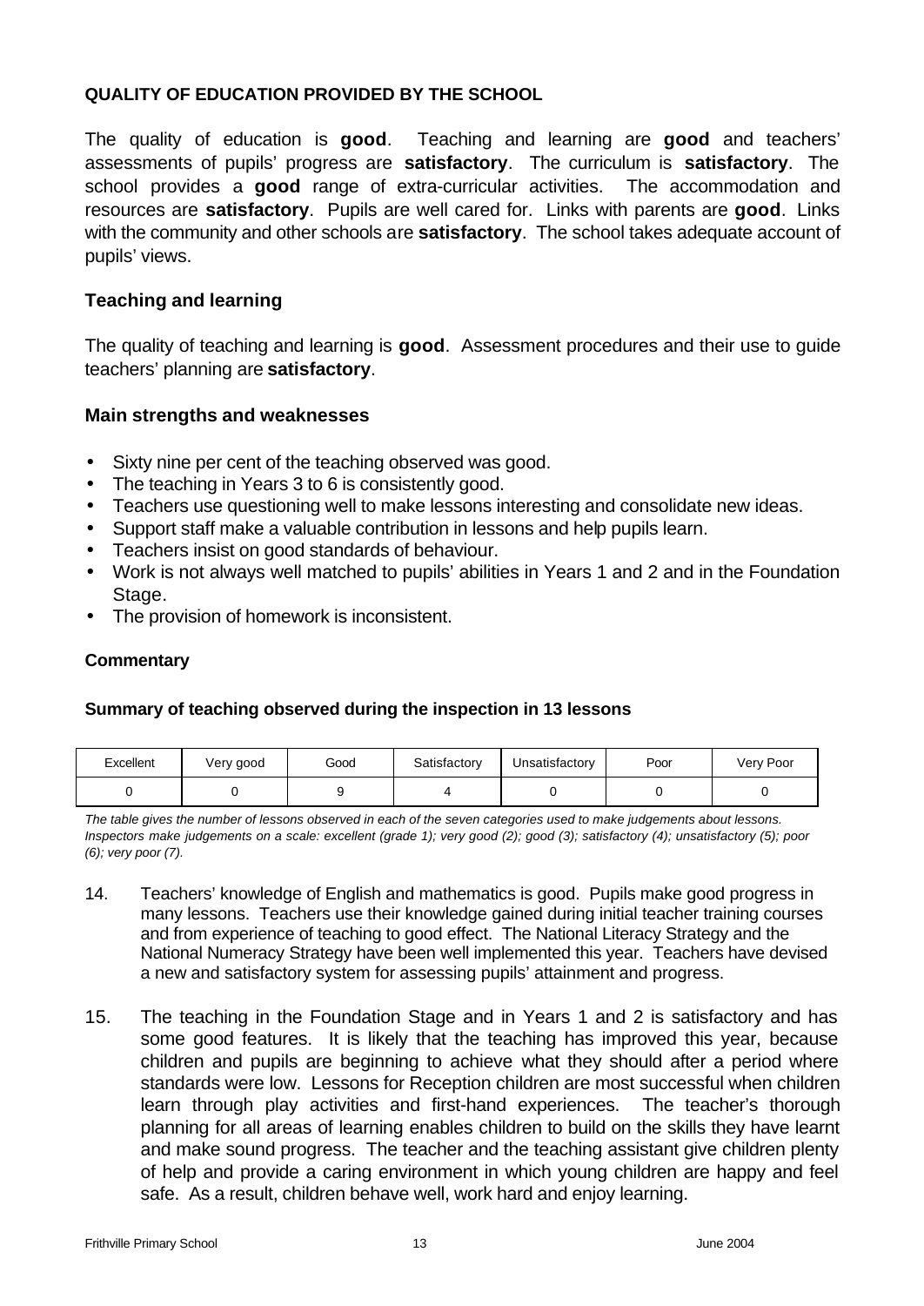**QUALITY OF EDUCATION PROVIDED BY THE SCHOOL**

The quality of education is **good**. Teaching and learning are **good** and teachers' assessments of pupils' progress are **satisfactory**. The curriculum is **satisfactory**. The school provides a **good** range of extra-curricular activities. The accommodation and resources are **satisfactory**. Pupils are well cared for. Links with parents are **good**. Links with the community and other schools are **satisfactory**. The school takes adequate account of pupils' views.

### Teaching and learning

The quality of teaching and learning is **good**. Assessment procedures and their use to guide teachers' planning are **satisfactory**.

### Main strengths and weaknesses

- Sixty nine per cent of the teaching observed was good.
- The teaching in Years 3 to 6 is consistently good.
- Teachers use questioning well to make lessons interesting and consolidate new ideas.
- Support staff make a valuable contribution in lessons and help pupils learn.
- Teachers insist on good standards of behaviour.
- Work is not always well matched to pupils' abilities in Years 1 and 2 and in the Foundation Stage.
- The provision of homework is inconsistent.

**Commentary**

**Summary of teaching observed during the inspection in 13 lessons**

| Excellent | Very good | Good | Satisfactory | Unsatisfactory | Poor | Very Poor |
|---|---|---|---|---|---|---|
| 0 | 0 | 9 | 4 | 0 | 0 | 0 |

*The table gives the number of lessons observed in each of the seven categories used to make judgements about lessons. Inspectors make judgements on a scale: excellent (grade 1); very good (2); good (3); satisfactory (4); unsatisfactory (5); poor (6); very poor (7).*

14. Teachers' knowledge of English and mathematics is good. Pupils make good progress in many lessons. Teachers use their knowledge gained during initial teacher training courses and from experience of teaching to good effect. The National Literacy Strategy and the National Numeracy Strategy have been well implemented this year. Teachers have devised a new and satisfactory system for assessing pupils' attainment and progress.

15. The teaching in the Foundation Stage and in Years 1 and 2 is satisfactory and has some good features. It is likely that the teaching has improved this year, because children and pupils are beginning to achieve what they should after a period where standards were low. Lessons for Reception children are most successful when children learn through play activities and first-hand experiences. The teacher's thorough planning for all areas of learning enables children to build on the skills they have learnt and make sound progress. The teacher and the teaching assistant give children plenty of help and provide a caring environment in which young children are happy and feel safe. As a result, children behave well, work hard and enjoy learning.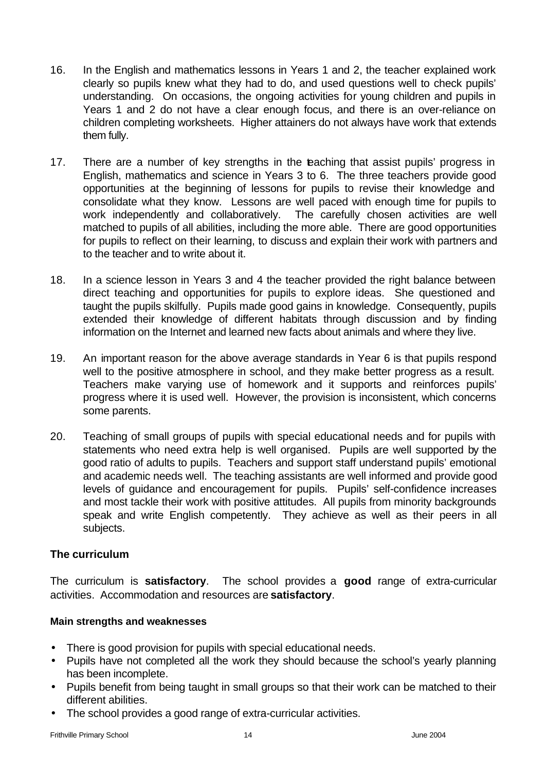16. In the English and mathematics lessons in Years 1 and 2, the teacher explained work clearly so pupils knew what they had to do, and used questions well to check pupils' understanding. On occasions, the ongoing activities for young children and pupils in Years 1 and 2 do not have a clear enough focus, and there is an over-reliance on children completing worksheets. Higher attainers do not always have work that extends them fully.

17. There are a number of key strengths in the teaching that assist pupils' progress in English, mathematics and science in Years 3 to 6. The three teachers provide good opportunities at the beginning of lessons for pupils to revise their knowledge and consolidate what they know. Lessons are well paced with enough time for pupils to work independently and collaboratively. The carefully chosen activities are well matched to pupils of all abilities, including the more able. There are good opportunities for pupils to reflect on their learning, to discuss and explain their work with partners and to the teacher and to write about it.

18. In a science lesson in Years 3 and 4 the teacher provided the right balance between direct teaching and opportunities for pupils to explore ideas. She questioned and taught the pupils skilfully. Pupils made good gains in knowledge. Consequently, pupils extended their knowledge of different habitats through discussion and by finding information on the Internet and learned new facts about animals and where they live.

19. An important reason for the above average standards in Year 6 is that pupils respond well to the positive atmosphere in school, and they make better progress as a result. Teachers make varying use of homework and it supports and reinforces pupils' progress where it is used well. However, the provision is inconsistent, which concerns some parents.

20. Teaching of small groups of pupils with special educational needs and for pupils with statements who need extra help is well organised. Pupils are well supported by the good ratio of adults to pupils. Teachers and support staff understand pupils' emotional and academic needs well. The teaching assistants are well informed and provide good levels of guidance and encouragement for pupils. Pupils' self-confidence increases and most tackle their work with positive attitudes. All pupils from minority backgrounds speak and write English competently. They achieve as well as their peers in all subjects.

### The curriculum

The curriculum is **satisfactory**. The school provides a **good** range of extra-curricular activities. Accommodation and resources are **satisfactory**.

#### Main strengths and weaknesses

- There is good provision for pupils with special educational needs.
- Pupils have not completed all the work they should because the school's yearly planning has been incomplete.
- Pupils benefit from being taught in small groups so that their work can be matched to their different abilities.
- The school provides a good range of extra-curricular activities.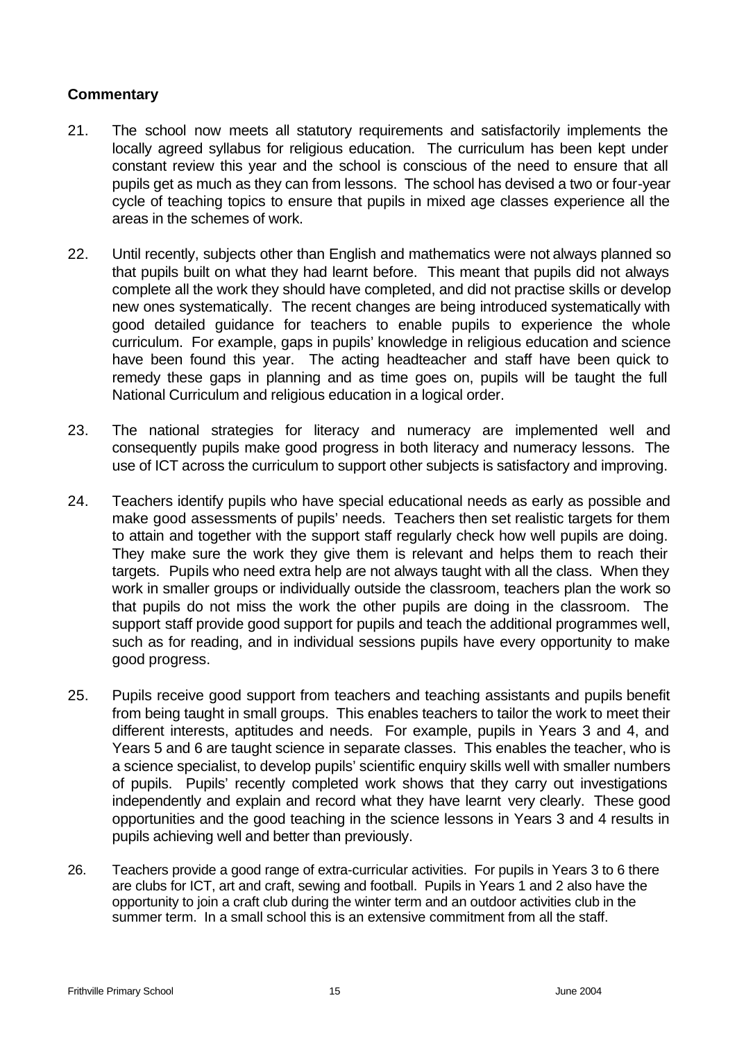**Commentary**

21. The school now meets all statutory requirements and satisfactorily implements the locally agreed syllabus for religious education. The curriculum has been kept under constant review this year and the school is conscious of the need to ensure that all pupils get as much as they can from lessons. The school has devised a two or four-year cycle of teaching topics to ensure that pupils in mixed age classes experience all the areas in the schemes of work.

22. Until recently, subjects other than English and mathematics were not always planned so that pupils built on what they had learnt before. This meant that pupils did not always complete all the work they should have completed, and did not practise skills or develop new ones systematically. The recent changes are being introduced systematically with good detailed guidance for teachers to enable pupils to experience the whole curriculum. For example, gaps in pupils' knowledge in religious education and science have been found this year. The acting headteacher and staff have been quick to remedy these gaps in planning and as time goes on, pupils will be taught the full National Curriculum and religious education in a logical order.

23. The national strategies for literacy and numeracy are implemented well and consequently pupils make good progress in both literacy and numeracy lessons. The use of ICT across the curriculum to support other subjects is satisfactory and improving.

24. Teachers identify pupils who have special educational needs as early as possible and make good assessments of pupils' needs. Teachers then set realistic targets for them to attain and together with the support staff regularly check how well pupils are doing. They make sure the work they give them is relevant and helps them to reach their targets. Pupils who need extra help are not always taught with all the class. When they work in smaller groups or individually outside the classroom, teachers plan the work so that pupils do not miss the work the other pupils are doing in the classroom. The support staff provide good support for pupils and teach the additional programmes well, such as for reading, and in individual sessions pupils have every opportunity to make good progress.

25. Pupils receive good support from teachers and teaching assistants and pupils benefit from being taught in small groups. This enables teachers to tailor the work to meet their different interests, aptitudes and needs. For example, pupils in Years 3 and 4, and Years 5 and 6 are taught science in separate classes. This enables the teacher, who is a science specialist, to develop pupils' scientific enquiry skills well with smaller numbers of pupils. Pupils' recently completed work shows that they carry out investigations independently and explain and record what they have learnt very clearly. These good opportunities and the good teaching in the science lessons in Years 3 and 4 results in pupils achieving well and better than previously.

26. Teachers provide a good range of extra-curricular activities. For pupils in Years 3 to 6 there are clubs for ICT, art and craft, sewing and football. Pupils in Years 1 and 2 also have the opportunity to join a craft club during the winter term and an outdoor activities club in the summer term. In a small school this is an extensive commitment from all the staff.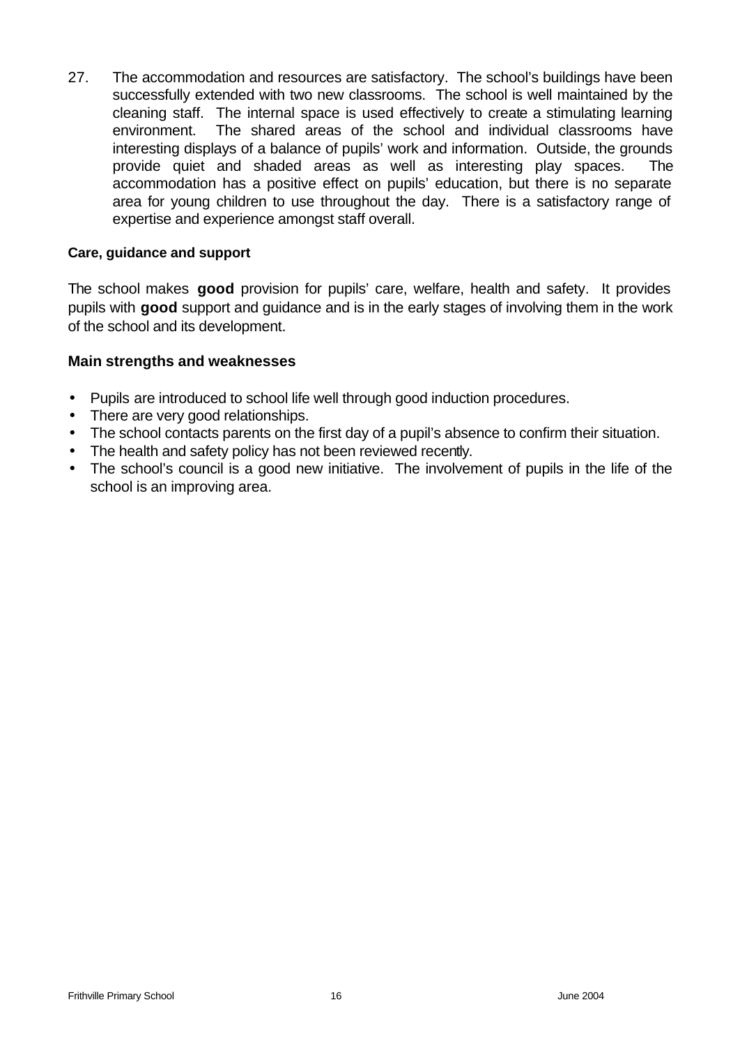27. The accommodation and resources are satisfactory. The school's buildings have been successfully extended with two new classrooms. The school is well maintained by the cleaning staff. The internal space is used effectively to create a stimulating learning environment. The shared areas of the school and individual classrooms have interesting displays of a balance of pupils' work and information. Outside, the grounds provide quiet and shaded areas as well as interesting play spaces. The accommodation has a positive effect on pupils' education, but there is no separate area for young children to use throughout the day. There is a satisfactory range of expertise and experience amongst staff overall.

### Care, guidance and support

The school makes **good** provision for pupils' care, welfare, health and safety. It provides pupils with **good** support and guidance and is in the early stages of involving them in the work of the school and its development.

#### Main strengths and weaknesses

- Pupils are introduced to school life well through good induction procedures.
- There are very good relationships.
- The school contacts parents on the first day of a pupil's absence to confirm their situation.
- The health and safety policy has not been reviewed recently.
- The school's council is a good new initiative. The involvement of pupils in the life of the school is an improving area.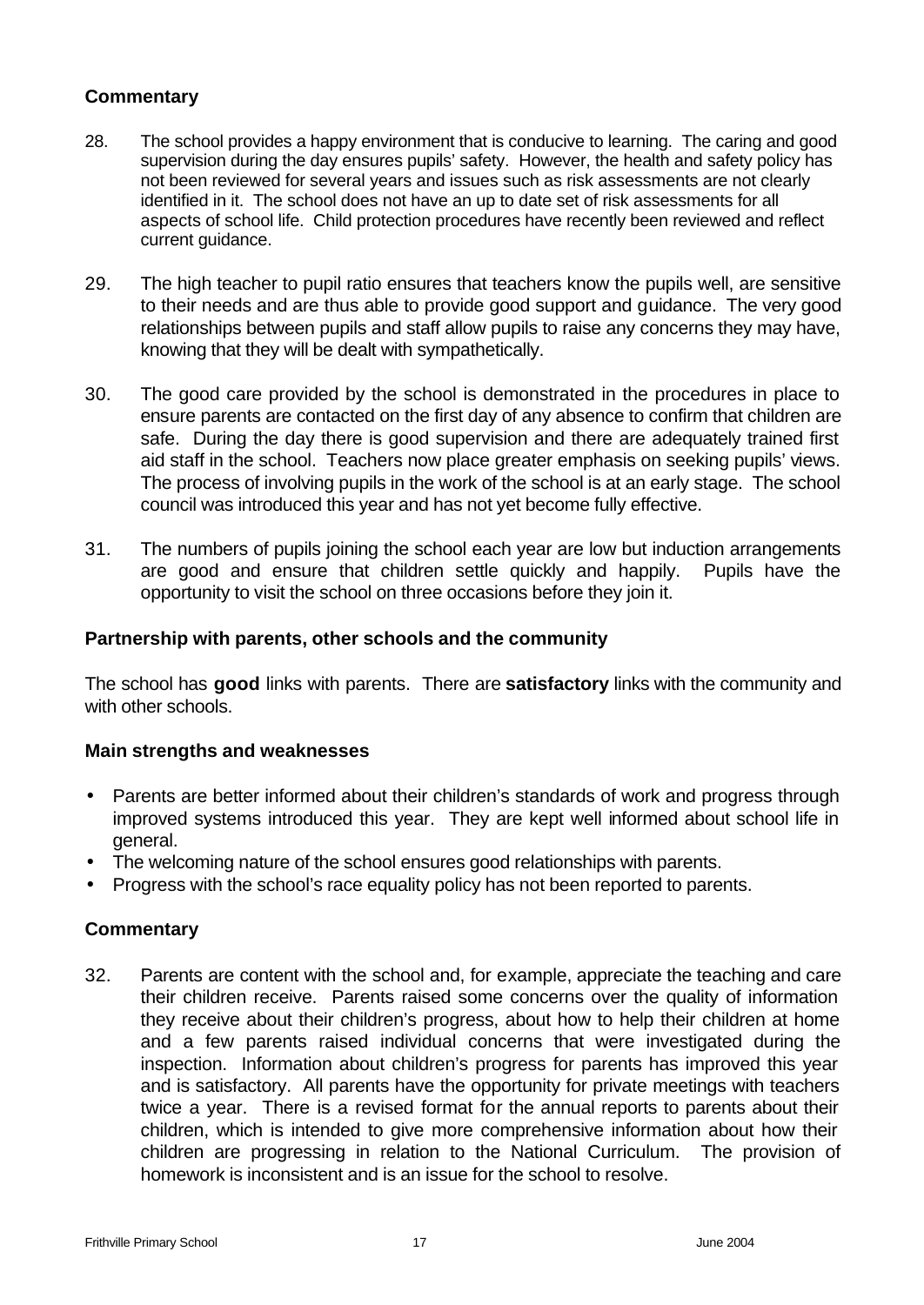### Commentary

28. The school provides a happy environment that is conducive to learning. The caring and good supervision during the day ensures pupils' safety. However, the health and safety policy has not been reviewed for several years and issues such as risk assessments are not clearly identified in it. The school does not have an up to date set of risk assessments for all aspects of school life. Child protection procedures have recently been reviewed and reflect current guidance.

29. The high teacher to pupil ratio ensures that teachers know the pupils well, are sensitive to their needs and are thus able to provide good support and guidance. The very good relationships between pupils and staff allow pupils to raise any concerns they may have, knowing that they will be dealt with sympathetically.

30. The good care provided by the school is demonstrated in the procedures in place to ensure parents are contacted on the first day of any absence to confirm that children are safe. During the day there is good supervision and there are adequately trained first aid staff in the school. Teachers now place greater emphasis on seeking pupils' views. The process of involving pupils in the work of the school is at an early stage. The school council was introduced this year and has not yet become fully effective.

31. The numbers of pupils joining the school each year are low but induction arrangements are good and ensure that children settle quickly and happily. Pupils have the opportunity to visit the school on three occasions before they join it.

### Partnership with parents, other schools and the community

The school has **good** links with parents. There are **satisfactory** links with the community and with other schools.

### Main strengths and weaknesses

- Parents are better informed about their children's standards of work and progress through improved systems introduced this year. They are kept well informed about school life in general.
- The welcoming nature of the school ensures good relationships with parents.
- Progress with the school's race equality policy has not been reported to parents.

### Commentary

32. Parents are content with the school and, for example, appreciate the teaching and care their children receive. Parents raised some concerns over the quality of information they receive about their children's progress, about how to help their children at home and a few parents raised individual concerns that were investigated during the inspection. Information about children's progress for parents has improved this year and is satisfactory. All parents have the opportunity for private meetings with teachers twice a year. There is a revised format for the annual reports to parents about their children, which is intended to give more comprehensive information about how their children are progressing in relation to the National Curriculum. The provision of homework is inconsistent and is an issue for the school to resolve.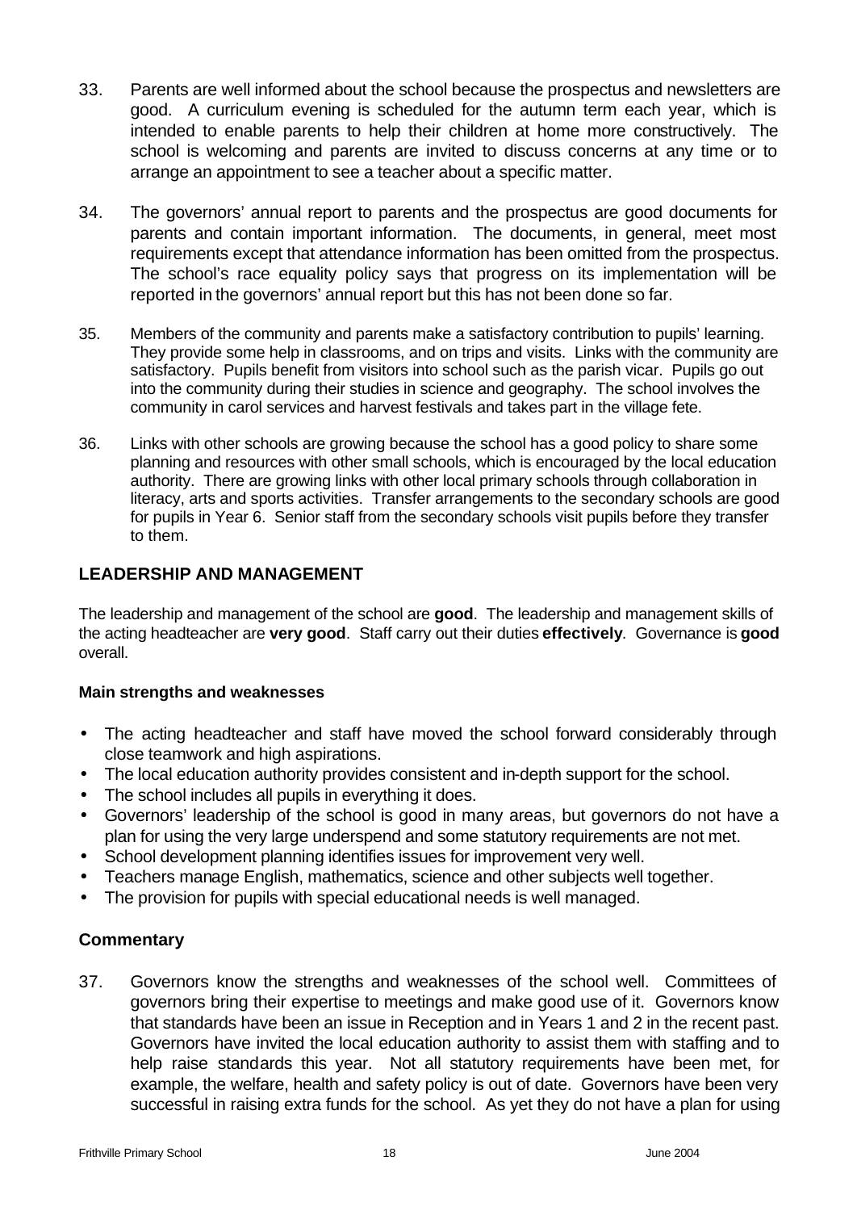33. Parents are well informed about the school because the prospectus and newsletters are good. A curriculum evening is scheduled for the autumn term each year, which is intended to enable parents to help their children at home more constructively. The school is welcoming and parents are invited to discuss concerns at any time or to arrange an appointment to see a teacher about a specific matter.

34. The governors' annual report to parents and the prospectus are good documents for parents and contain important information. The documents, in general, meet most requirements except that attendance information has been omitted from the prospectus. The school's race equality policy says that progress on its implementation will be reported in the governors' annual report but this has not been done so far.

35. Members of the community and parents make a satisfactory contribution to pupils' learning. They provide some help in classrooms, and on trips and visits. Links with the community are satisfactory. Pupils benefit from visitors into school such as the parish vicar. Pupils go out into the community during their studies in science and geography. The school involves the community in carol services and harvest festivals and takes part in the village fete.

36. Links with other schools are growing because the school has a good policy to share some planning and resources with other small schools, which is encouraged by the local education authority. There are growing links with other local primary schools through collaboration in literacy, arts and sports activities. Transfer arrangements to the secondary schools are good for pupils in Year 6. Senior staff from the secondary schools visit pupils before they transfer to them.

## LEADERSHIP AND MANAGEMENT

The leadership and management of the school are **good**. The leadership and management skills of the acting headteacher are **very good**. Staff carry out their duties **effectively**. Governance is **good** overall.

#### Main strengths and weaknesses

- The acting headteacher and staff have moved the school forward considerably through close teamwork and high aspirations.
- The local education authority provides consistent and in-depth support for the school.
- The school includes all pupils in everything it does.
- Governors' leadership of the school is good in many areas, but governors do not have a plan for using the very large underspend and some statutory requirements are not met.
- School development planning identifies issues for improvement very well.
- Teachers manage English, mathematics, science and other subjects well together.
- The provision for pupils with special educational needs is well managed.

### Commentary

37. Governors know the strengths and weaknesses of the school well. Committees of governors bring their expertise to meetings and make good use of it. Governors know that standards have been an issue in Reception and in Years 1 and 2 in the recent past. Governors have invited the local education authority to assist them with staffing and to help raise standards this year. Not all statutory requirements have been met, for example, the welfare, health and safety policy is out of date. Governors have been very successful in raising extra funds for the school. As yet they do not have a plan for using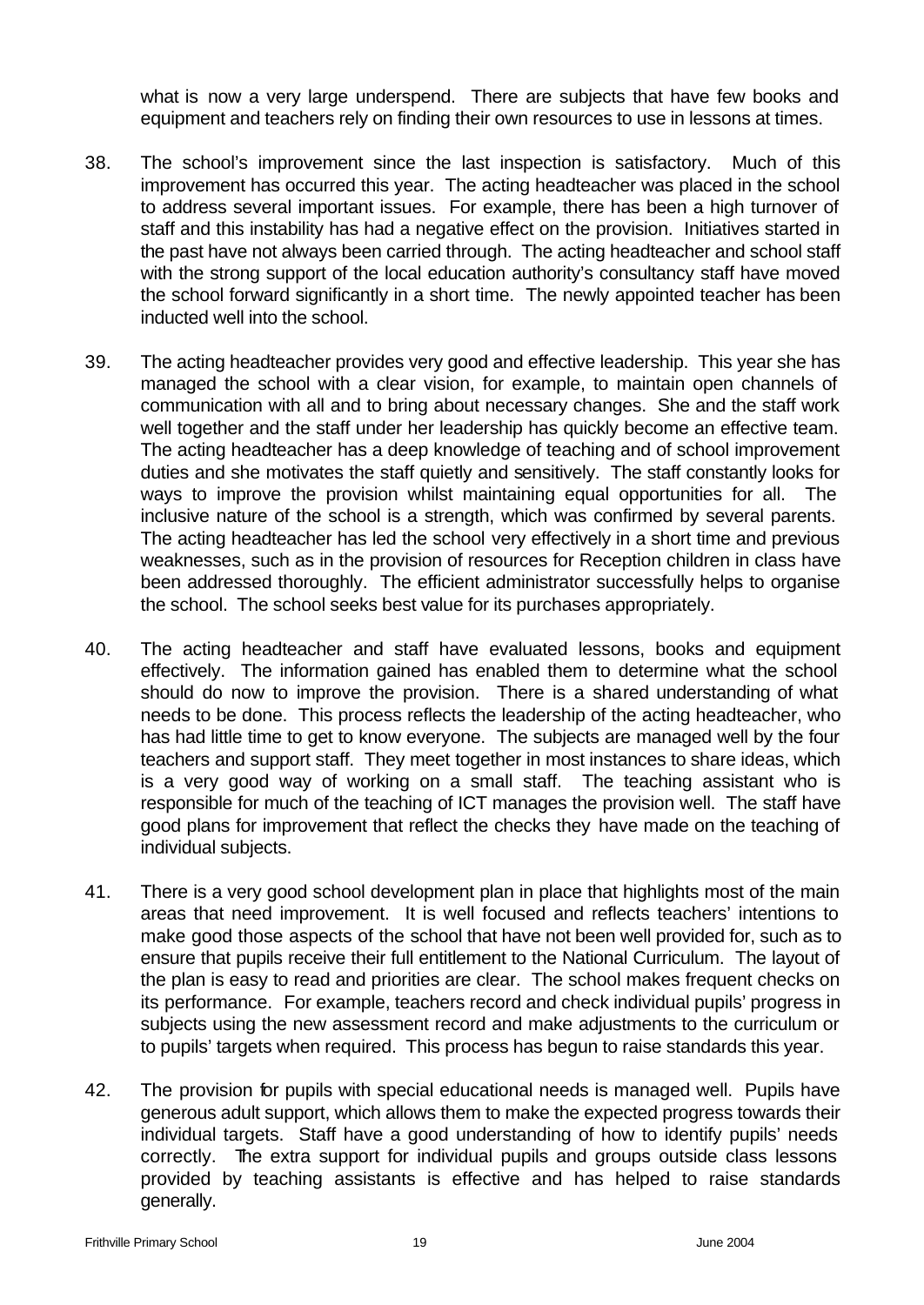what is now a very large underspend. There are subjects that have few books and equipment and teachers rely on finding their own resources to use in lessons at times.

38. The school's improvement since the last inspection is satisfactory. Much of this improvement has occurred this year. The acting headteacher was placed in the school to address several important issues. For example, there has been a high turnover of staff and this instability has had a negative effect on the provision. Initiatives started in the past have not always been carried through. The acting headteacher and school staff with the strong support of the local education authority's consultancy staff have moved the school forward significantly in a short time. The newly appointed teacher has been inducted well into the school.

39. The acting headteacher provides very good and effective leadership. This year she has managed the school with a clear vision, for example, to maintain open channels of communication with all and to bring about necessary changes. She and the staff work well together and the staff under her leadership has quickly become an effective team. The acting headteacher has a deep knowledge of teaching and of school improvement duties and she motivates the staff quietly and sensitively. The staff constantly looks for ways to improve the provision whilst maintaining equal opportunities for all. The inclusive nature of the school is a strength, which was confirmed by several parents. The acting headteacher has led the school very effectively in a short time and previous weaknesses, such as in the provision of resources for Reception children in class have been addressed thoroughly. The efficient administrator successfully helps to organise the school. The school seeks best value for its purchases appropriately.

40. The acting headteacher and staff have evaluated lessons, books and equipment effectively. The information gained has enabled them to determine what the school should do now to improve the provision. There is a shared understanding of what needs to be done. This process reflects the leadership of the acting headteacher, who has had little time to get to know everyone. The subjects are managed well by the four teachers and support staff. They meet together in most instances to share ideas, which is a very good way of working on a small staff. The teaching assistant who is responsible for much of the teaching of ICT manages the provision well. The staff have good plans for improvement that reflect the checks they have made on the teaching of individual subjects.

41. There is a very good school development plan in place that highlights most of the main areas that need improvement. It is well focused and reflects teachers' intentions to make good those aspects of the school that have not been well provided for, such as to ensure that pupils receive their full entitlement to the National Curriculum. The layout of the plan is easy to read and priorities are clear. The school makes frequent checks on its performance. For example, teachers record and check individual pupils' progress in subjects using the new assessment record and make adjustments to the curriculum or to pupils' targets when required. This process has begun to raise standards this year.

42. The provision for pupils with special educational needs is managed well. Pupils have generous adult support, which allows them to make the expected progress towards their individual targets. Staff have a good understanding of how to identify pupils' needs correctly. The extra support for individual pupils and groups outside class lessons provided by teaching assistants is effective and has helped to raise standards generally.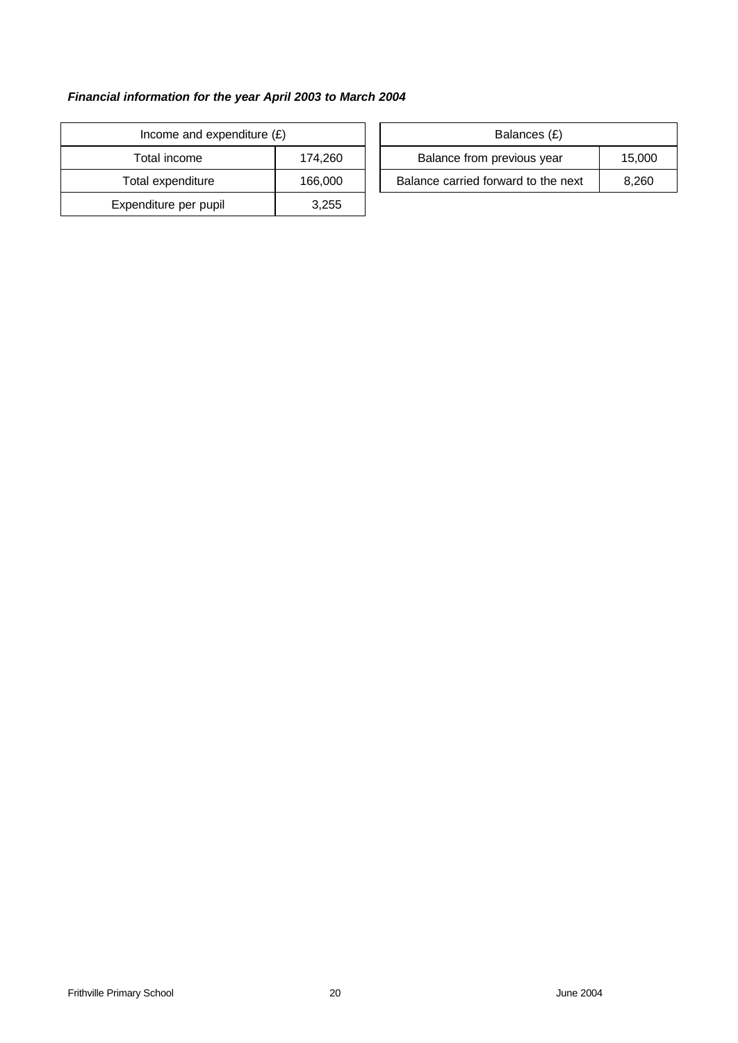***Financial information for the year April 2003 to March 2004***

| Income and expenditure (£) | |
|---|---|
| Total income | 174,260 |
| Total expenditure | 166,000 |
| Expenditure per pupil | 3,255 |

| Balances (£) | |
|---|---|
| Balance from previous year | 15,000 |
| Balance carried forward to the next | 8,260 |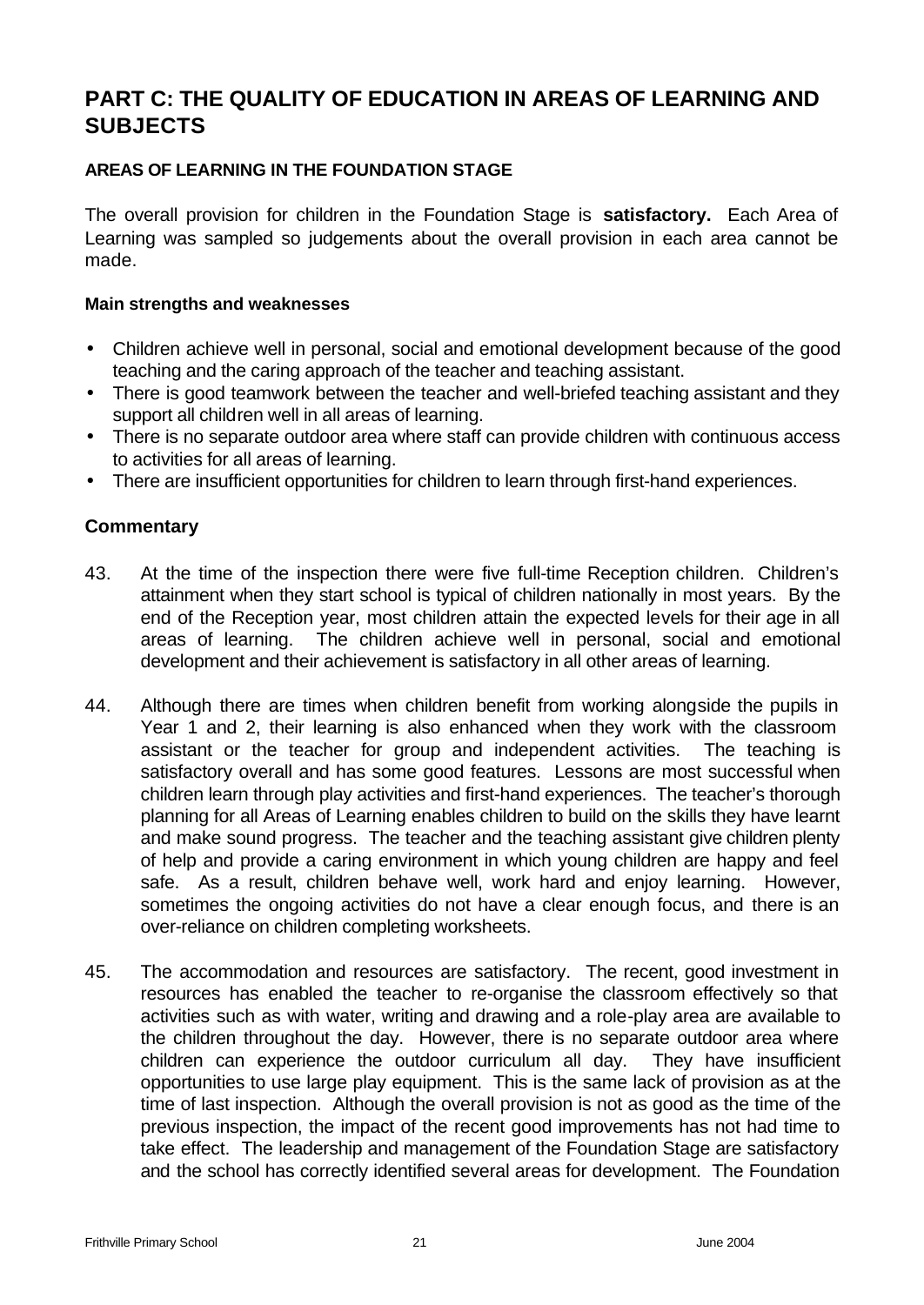# PART C: THE QUALITY OF EDUCATION IN AREAS OF LEARNING AND SUBJECTS

### AREAS OF LEARNING IN THE FOUNDATION STAGE

The overall provision for children in the Foundation Stage is **satisfactory.** Each Area of Learning was sampled so judgements about the overall provision in each area cannot be made.

#### Main strengths and weaknesses

- Children achieve well in personal, social and emotional development because of the good teaching and the caring approach of the teacher and teaching assistant.
- There is good teamwork between the teacher and well-briefed teaching assistant and they support all children well in all areas of learning.
- There is no separate outdoor area where staff can provide children with continuous access to activities for all areas of learning.
- There are insufficient opportunities for children to learn through first-hand experiences.

### Commentary

43. At the time of the inspection there were five full-time Reception children. Children's attainment when they start school is typical of children nationally in most years. By the end of the Reception year, most children attain the expected levels for their age in all areas of learning. The children achieve well in personal, social and emotional development and their achievement is satisfactory in all other areas of learning.

44. Although there are times when children benefit from working alongside the pupils in Year 1 and 2, their learning is also enhanced when they work with the classroom assistant or the teacher for group and independent activities. The teaching is satisfactory overall and has some good features. Lessons are most successful when children learn through play activities and first-hand experiences. The teacher's thorough planning for all Areas of Learning enables children to build on the skills they have learnt and make sound progress. The teacher and the teaching assistant give children plenty of help and provide a caring environment in which young children are happy and feel safe. As a result, children behave well, work hard and enjoy learning. However, sometimes the ongoing activities do not have a clear enough focus, and there is an over-reliance on children completing worksheets.

45. The accommodation and resources are satisfactory. The recent, good investment in resources has enabled the teacher to re-organise the classroom effectively so that activities such as with water, writing and drawing and a role-play area are available to the children throughout the day. However, there is no separate outdoor area where children can experience the outdoor curriculum all day. They have insufficient opportunities to use large play equipment. This is the same lack of provision as at the time of last inspection. Although the overall provision is not as good as the time of the previous inspection, the impact of the recent good improvements has not had time to take effect. The leadership and management of the Foundation Stage are satisfactory and the school has correctly identified several areas for development. The Foundation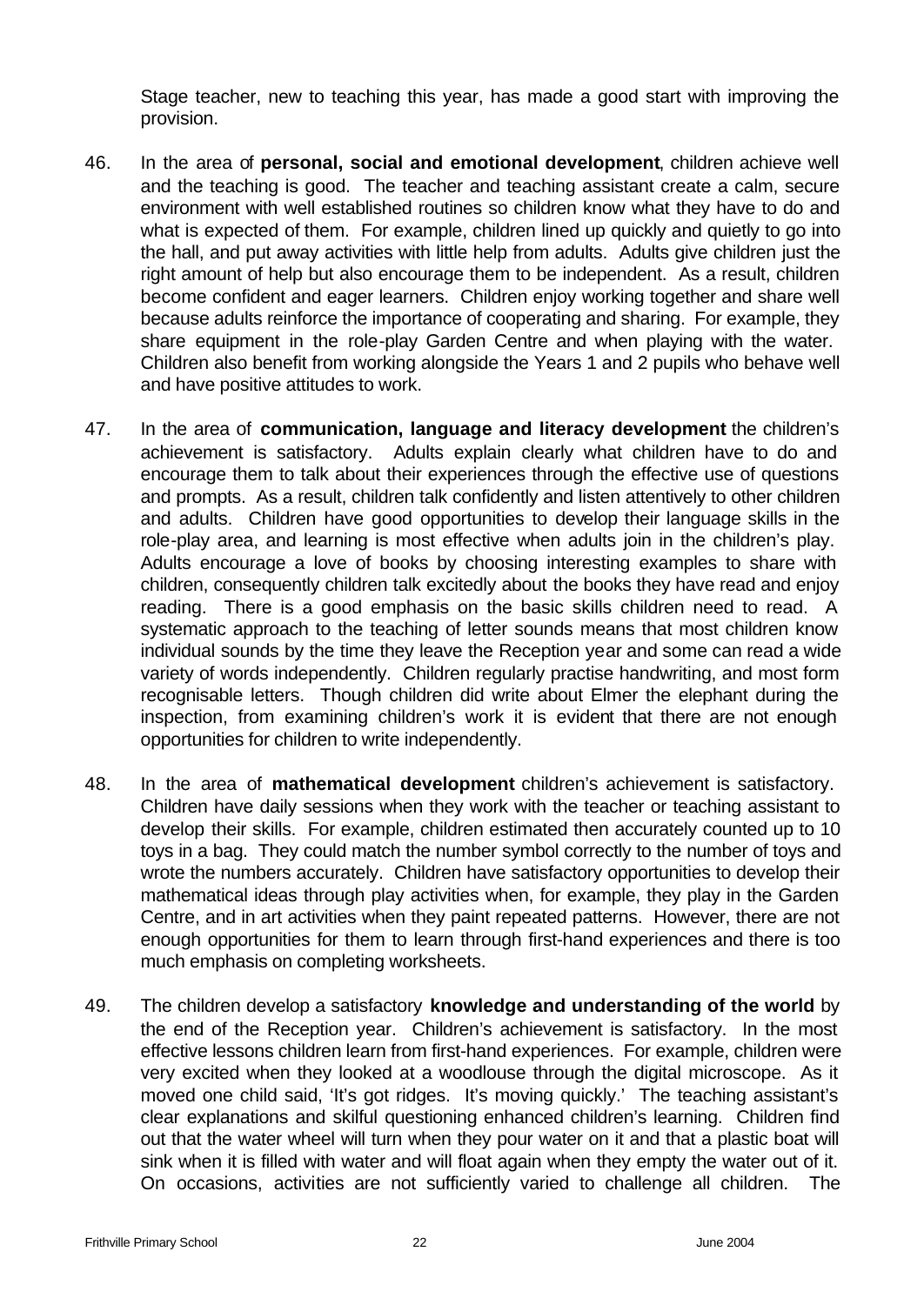Stage teacher, new to teaching this year, has made a good start with improving the provision.

46. In the area of **personal, social and emotional development**, children achieve well and the teaching is good. The teacher and teaching assistant create a calm, secure environment with well established routines so children know what they have to do and what is expected of them. For example, children lined up quickly and quietly to go into the hall, and put away activities with little help from adults. Adults give children just the right amount of help but also encourage them to be independent. As a result, children become confident and eager learners. Children enjoy working together and share well because adults reinforce the importance of cooperating and sharing. For example, they share equipment in the role-play Garden Centre and when playing with the water. Children also benefit from working alongside the Years 1 and 2 pupils who behave well and have positive attitudes to work.

47. In the area of **communication, language and literacy development** the children's achievement is satisfactory. Adults explain clearly what children have to do and encourage them to talk about their experiences through the effective use of questions and prompts. As a result, children talk confidently and listen attentively to other children and adults. Children have good opportunities to develop their language skills in the role-play area, and learning is most effective when adults join in the children's play. Adults encourage a love of books by choosing interesting examples to share with children, consequently children talk excitedly about the books they have read and enjoy reading. There is a good emphasis on the basic skills children need to read. A systematic approach to the teaching of letter sounds means that most children know individual sounds by the time they leave the Reception year and some can read a wide variety of words independently. Children regularly practise handwriting, and most form recognisable letters. Though children did write about Elmer the elephant during the inspection, from examining children's work it is evident that there are not enough opportunities for children to write independently.

48. In the area of **mathematical development** children's achievement is satisfactory. Children have daily sessions when they work with the teacher or teaching assistant to develop their skills. For example, children estimated then accurately counted up to 10 toys in a bag. They could match the number symbol correctly to the number of toys and wrote the numbers accurately. Children have satisfactory opportunities to develop their mathematical ideas through play activities when, for example, they play in the Garden Centre, and in art activities when they paint repeated patterns. However, there are not enough opportunities for them to learn through first-hand experiences and there is too much emphasis on completing worksheets.

49. The children develop a satisfactory **knowledge and understanding of the world** by the end of the Reception year. Children's achievement is satisfactory. In the most effective lessons children learn from first-hand experiences. For example, children were very excited when they looked at a woodlouse through the digital microscope. As it moved one child said, 'It's got ridges. It's moving quickly.' The teaching assistant's clear explanations and skilful questioning enhanced children's learning. Children find out that the water wheel will turn when they pour water on it and that a plastic boat will sink when it is filled with water and will float again when they empty the water out of it. On occasions, activities are not sufficiently varied to challenge all children. The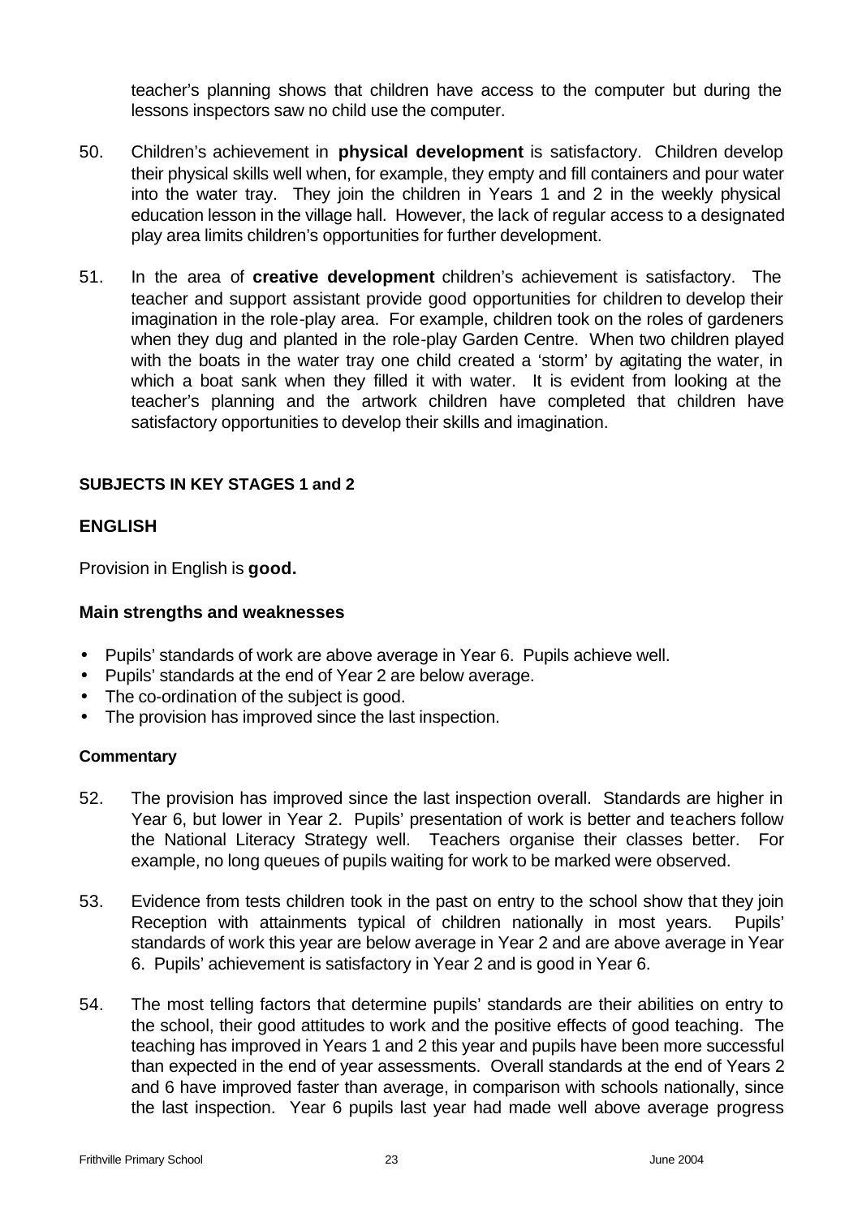teacher's planning shows that children have access to the computer but during the lessons inspectors saw no child use the computer.

50. Children's achievement in **physical development** is satisfactory. Children develop their physical skills well when, for example, they empty and fill containers and pour water into the water tray. They join the children in Years 1 and 2 in the weekly physical education lesson in the village hall. However, the lack of regular access to a designated play area limits children's opportunities for further development.

51. In the area of **creative development** children's achievement is satisfactory. The teacher and support assistant provide good opportunities for children to develop their imagination in the role-play area. For example, children took on the roles of gardeners when they dug and planted in the role-play Garden Centre. When two children played with the boats in the water tray one child created a 'storm' by agitating the water, in which a boat sank when they filled it with water. It is evident from looking at the teacher's planning and the artwork children have completed that children have satisfactory opportunities to develop their skills and imagination.

### SUBJECTS IN KEY STAGES 1 and 2

## ENGLISH

Provision in English is **good.**

### Main strengths and weaknesses

- Pupils' standards of work are above average in Year 6. Pupils achieve well.
- Pupils' standards at the end of Year 2 are below average.
- The co-ordination of the subject is good.
- The provision has improved since the last inspection.

#### Commentary

52. The provision has improved since the last inspection overall. Standards are higher in Year 6, but lower in Year 2. Pupils' presentation of work is better and teachers follow the National Literacy Strategy well. Teachers organise their classes better. For example, no long queues of pupils waiting for work to be marked were observed.

53. Evidence from tests children took in the past on entry to the school show that they join Reception with attainments typical of children nationally in most years. Pupils' standards of work this year are below average in Year 2 and are above average in Year 6. Pupils' achievement is satisfactory in Year 2 and is good in Year 6.

54. The most telling factors that determine pupils' standards are their abilities on entry to the school, their good attitudes to work and the positive effects of good teaching. The teaching has improved in Years 1 and 2 this year and pupils have been more successful than expected in the end of year assessments. Overall standards at the end of Years 2 and 6 have improved faster than average, in comparison with schools nationally, since the last inspection. Year 6 pupils last year had made well above average progress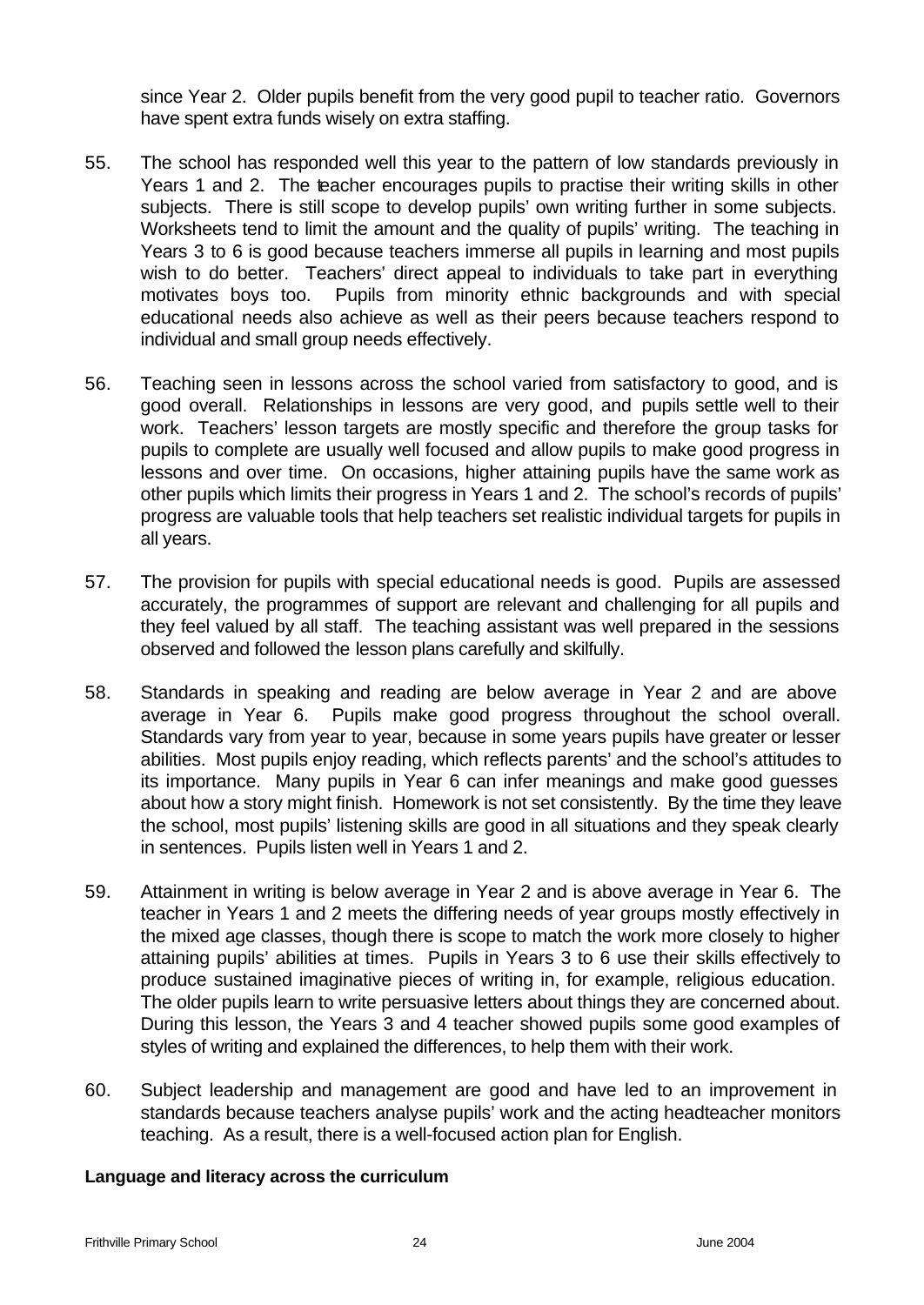since Year 2. Older pupils benefit from the very good pupil to teacher ratio. Governors have spent extra funds wisely on extra staffing.

55. The school has responded well this year to the pattern of low standards previously in Years 1 and 2. The teacher encourages pupils to practise their writing skills in other subjects. There is still scope to develop pupils' own writing further in some subjects. Worksheets tend to limit the amount and the quality of pupils' writing. The teaching in Years 3 to 6 is good because teachers immerse all pupils in learning and most pupils wish to do better. Teachers' direct appeal to individuals to take part in everything motivates boys too. Pupils from minority ethnic backgrounds and with special educational needs also achieve as well as their peers because teachers respond to individual and small group needs effectively.

56. Teaching seen in lessons across the school varied from satisfactory to good, and is good overall. Relationships in lessons are very good, and pupils settle well to their work. Teachers' lesson targets are mostly specific and therefore the group tasks for pupils to complete are usually well focused and allow pupils to make good progress in lessons and over time. On occasions, higher attaining pupils have the same work as other pupils which limits their progress in Years 1 and 2. The school's records of pupils' progress are valuable tools that help teachers set realistic individual targets for pupils in all years.

57. The provision for pupils with special educational needs is good. Pupils are assessed accurately, the programmes of support are relevant and challenging for all pupils and they feel valued by all staff. The teaching assistant was well prepared in the sessions observed and followed the lesson plans carefully and skilfully.

58. Standards in speaking and reading are below average in Year 2 and are above average in Year 6. Pupils make good progress throughout the school overall. Standards vary from year to year, because in some years pupils have greater or lesser abilities. Most pupils enjoy reading, which reflects parents' and the school's attitudes to its importance. Many pupils in Year 6 can infer meanings and make good guesses about how a story might finish. Homework is not set consistently. By the time they leave the school, most pupils' listening skills are good in all situations and they speak clearly in sentences. Pupils listen well in Years 1 and 2.

59. Attainment in writing is below average in Year 2 and is above average in Year 6. The teacher in Years 1 and 2 meets the differing needs of year groups mostly effectively in the mixed age classes, though there is scope to match the work more closely to higher attaining pupils' abilities at times. Pupils in Years 3 to 6 use their skills effectively to produce sustained imaginative pieces of writing in, for example, religious education. The older pupils learn to write persuasive letters about things they are concerned about. During this lesson, the Years 3 and 4 teacher showed pupils some good examples of styles of writing and explained the differences, to help them with their work.

60. Subject leadership and management are good and have led to an improvement in standards because teachers analyse pupils' work and the acting headteacher monitors teaching. As a result, there is a well-focused action plan for English.

**Language and literacy across the curriculum**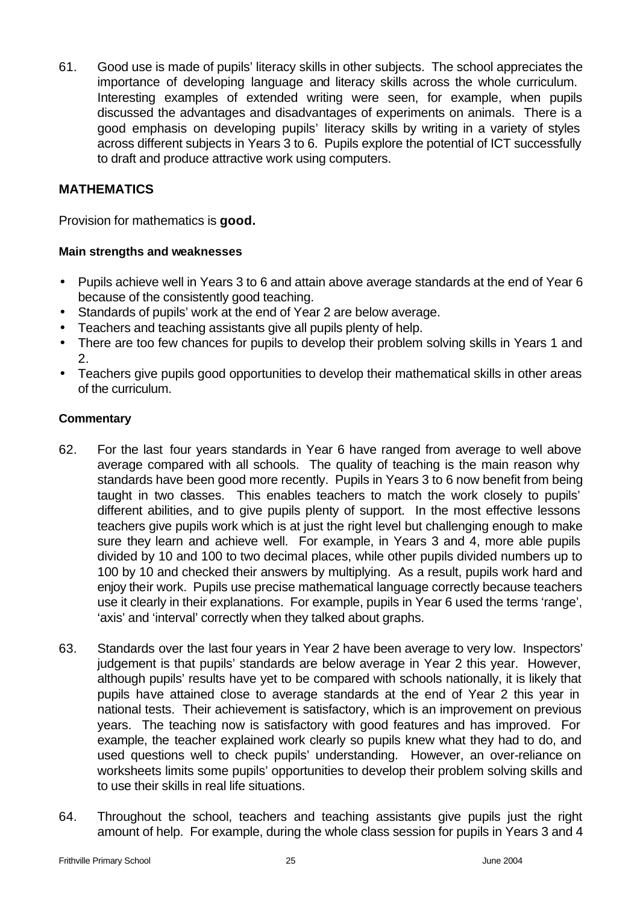61. Good use is made of pupils' literacy skills in other subjects. The school appreciates the importance of developing language and literacy skills across the whole curriculum. Interesting examples of extended writing were seen, for example, when pupils discussed the advantages and disadvantages of experiments on animals. There is a good emphasis on developing pupils' literacy skills by writing in a variety of styles across different subjects in Years 3 to 6. Pupils explore the potential of ICT successfully to draft and produce attractive work using computers.

## MATHEMATICS

Provision for mathematics is **good.**

### Main strengths and weaknesses

- Pupils achieve well in Years 3 to 6 and attain above average standards at the end of Year 6 because of the consistently good teaching.
- Standards of pupils' work at the end of Year 2 are below average.
- Teachers and teaching assistants give all pupils plenty of help.
- There are too few chances for pupils to develop their problem solving skills in Years 1 and 2.
- Teachers give pupils good opportunities to develop their mathematical skills in other areas of the curriculum.

### Commentary

62. For the last four years standards in Year 6 have ranged from average to well above average compared with all schools. The quality of teaching is the main reason why standards have been good more recently. Pupils in Years 3 to 6 now benefit from being taught in two classes. This enables teachers to match the work closely to pupils' different abilities, and to give pupils plenty of support. In the most effective lessons teachers give pupils work which is at just the right level but challenging enough to make sure they learn and achieve well. For example, in Years 3 and 4, more able pupils divided by 10 and 100 to two decimal places, while other pupils divided numbers up to 100 by 10 and checked their answers by multiplying. As a result, pupils work hard and enjoy their work. Pupils use precise mathematical language correctly because teachers use it clearly in their explanations. For example, pupils in Year 6 used the terms 'range', 'axis' and 'interval' correctly when they talked about graphs.

63. Standards over the last four years in Year 2 have been average to very low. Inspectors' judgement is that pupils' standards are below average in Year 2 this year. However, although pupils' results have yet to be compared with schools nationally, it is likely that pupils have attained close to average standards at the end of Year 2 this year in national tests. Their achievement is satisfactory, which is an improvement on previous years. The teaching now is satisfactory with good features and has improved. For example, the teacher explained work clearly so pupils knew what they had to do, and used questions well to check pupils' understanding. However, an over-reliance on worksheets limits some pupils' opportunities to develop their problem solving skills and to use their skills in real life situations.

64. Throughout the school, teachers and teaching assistants give pupils just the right amount of help. For example, during the whole class session for pupils in Years 3 and 4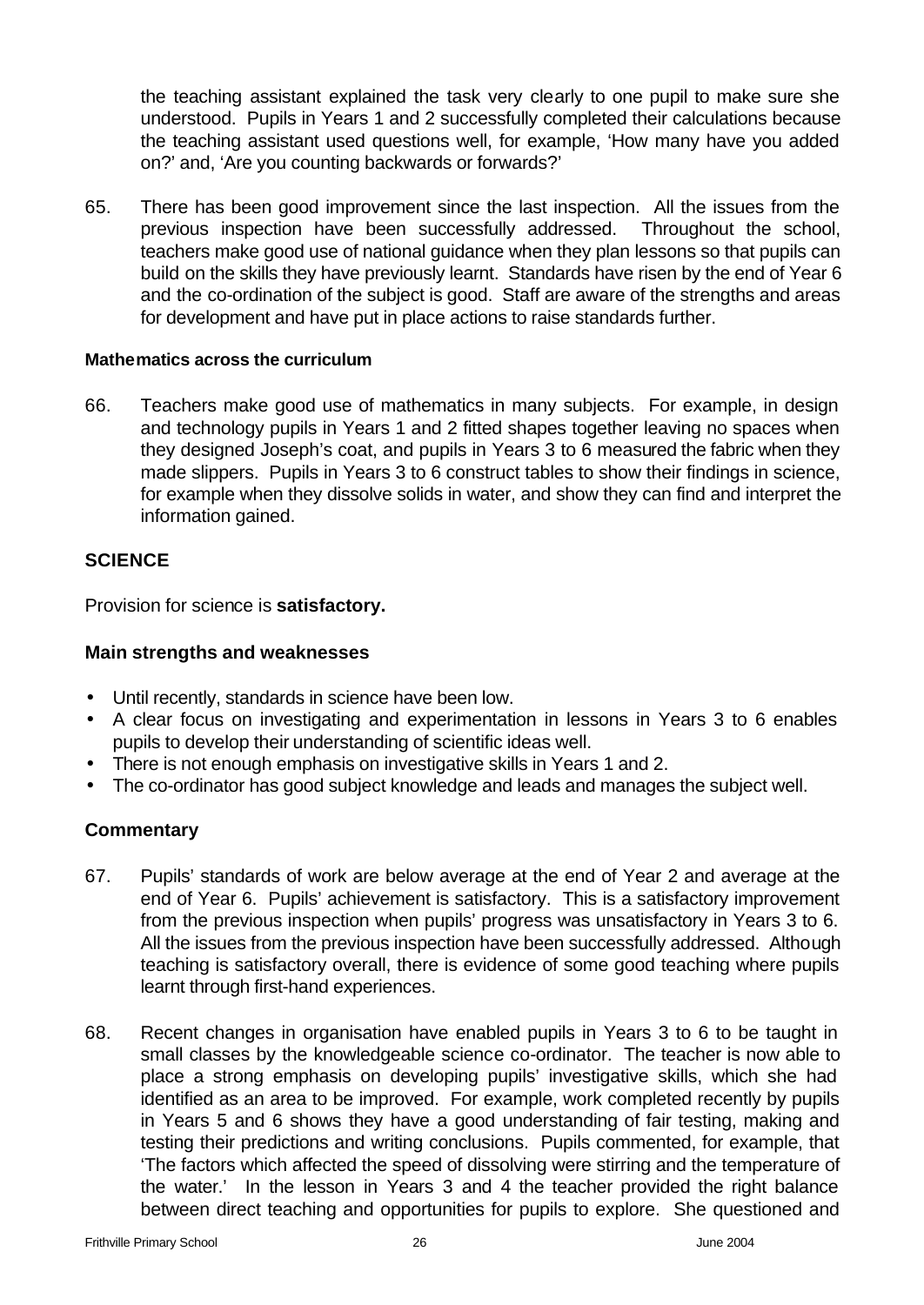the teaching assistant explained the task very clearly to one pupil to make sure she understood. Pupils in Years 1 and 2 successfully completed their calculations because the teaching assistant used questions well, for example, 'How many have you added on?' and, 'Are you counting backwards or forwards?'

65. There has been good improvement since the last inspection. All the issues from the previous inspection have been successfully addressed. Throughout the school, teachers make good use of national guidance when they plan lessons so that pupils can build on the skills they have previously learnt. Standards have risen by the end of Year 6 and the co-ordination of the subject is good. Staff are aware of the strengths and areas for development and have put in place actions to raise standards further.

#### Mathematics across the curriculum

66. Teachers make good use of mathematics in many subjects. For example, in design and technology pupils in Years 1 and 2 fitted shapes together leaving no spaces when they designed Joseph's coat, and pupils in Years 3 to 6 measured the fabric when they made slippers. Pupils in Years 3 to 6 construct tables to show their findings in science, for example when they dissolve solids in water, and show they can find and interpret the information gained.

## SCIENCE

Provision for science is **satisfactory.**

### Main strengths and weaknesses

- Until recently, standards in science have been low.
- A clear focus on investigating and experimentation in lessons in Years 3 to 6 enables pupils to develop their understanding of scientific ideas well.
- There is not enough emphasis on investigative skills in Years 1 and 2.
- The co-ordinator has good subject knowledge and leads and manages the subject well.

### Commentary

67. Pupils' standards of work are below average at the end of Year 2 and average at the end of Year 6. Pupils' achievement is satisfactory. This is a satisfactory improvement from the previous inspection when pupils' progress was unsatisfactory in Years 3 to 6. All the issues from the previous inspection have been successfully addressed. Although teaching is satisfactory overall, there is evidence of some good teaching where pupils learnt through first-hand experiences.

68. Recent changes in organisation have enabled pupils in Years 3 to 6 to be taught in small classes by the knowledgeable science co-ordinator. The teacher is now able to place a strong emphasis on developing pupils' investigative skills, which she had identified as an area to be improved. For example, work completed recently by pupils in Years 5 and 6 shows they have a good understanding of fair testing, making and testing their predictions and writing conclusions. Pupils commented, for example, that 'The factors which affected the speed of dissolving were stirring and the temperature of the water.' In the lesson in Years 3 and 4 the teacher provided the right balance between direct teaching and opportunities for pupils to explore. She questioned and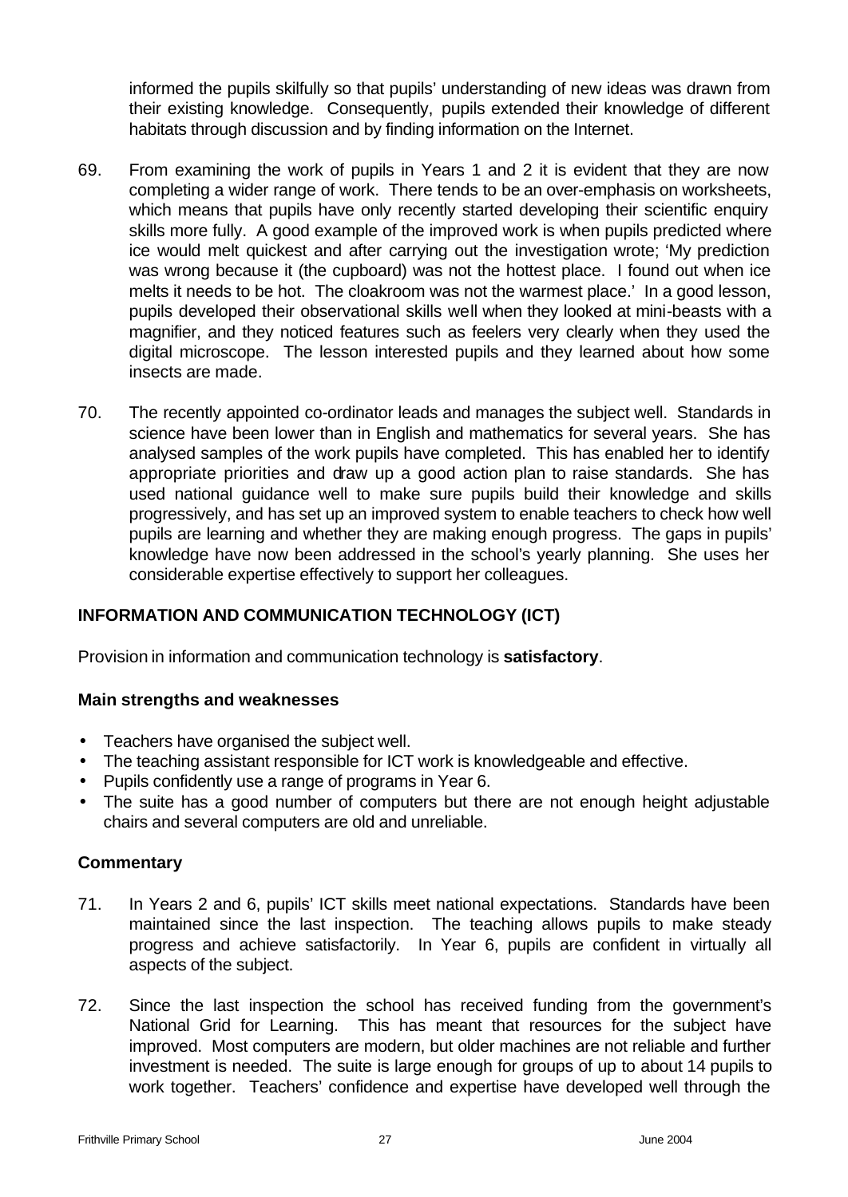informed the pupils skilfully so that pupils' understanding of new ideas was drawn from their existing knowledge. Consequently, pupils extended their knowledge of different habitats through discussion and by finding information on the Internet.

69. From examining the work of pupils in Years 1 and 2 it is evident that they are now completing a wider range of work. There tends to be an over-emphasis on worksheets, which means that pupils have only recently started developing their scientific enquiry skills more fully. A good example of the improved work is when pupils predicted where ice would melt quickest and after carrying out the investigation wrote; 'My prediction was wrong because it (the cupboard) was not the hottest place. I found out when ice melts it needs to be hot. The cloakroom was not the warmest place.' In a good lesson, pupils developed their observational skills well when they looked at mini-beasts with a magnifier, and they noticed features such as feelers very clearly when they used the digital microscope. The lesson interested pupils and they learned about how some insects are made.

70. The recently appointed co-ordinator leads and manages the subject well. Standards in science have been lower than in English and mathematics for several years. She has analysed samples of the work pupils have completed. This has enabled her to identify appropriate priorities and draw up a good action plan to raise standards. She has used national guidance well to make sure pupils build their knowledge and skills progressively, and has set up an improved system to enable teachers to check how well pupils are learning and whether they are making enough progress. The gaps in pupils' knowledge have now been addressed in the school's yearly planning. She uses her considerable expertise effectively to support her colleagues.

## INFORMATION AND COMMUNICATION TECHNOLOGY (ICT)

Provision in information and communication technology is **satisfactory**.

### Main strengths and weaknesses

- Teachers have organised the subject well.
- The teaching assistant responsible for ICT work is knowledgeable and effective.
- Pupils confidently use a range of programs in Year 6.
- The suite has a good number of computers but there are not enough height adjustable chairs and several computers are old and unreliable.

### Commentary

71. In Years 2 and 6, pupils' ICT skills meet national expectations. Standards have been maintained since the last inspection. The teaching allows pupils to make steady progress and achieve satisfactorily. In Year 6, pupils are confident in virtually all aspects of the subject.

72. Since the last inspection the school has received funding from the government's National Grid for Learning. This has meant that resources for the subject have improved. Most computers are modern, but older machines are not reliable and further investment is needed. The suite is large enough for groups of up to about 14 pupils to work together. Teachers' confidence and expertise have developed well through the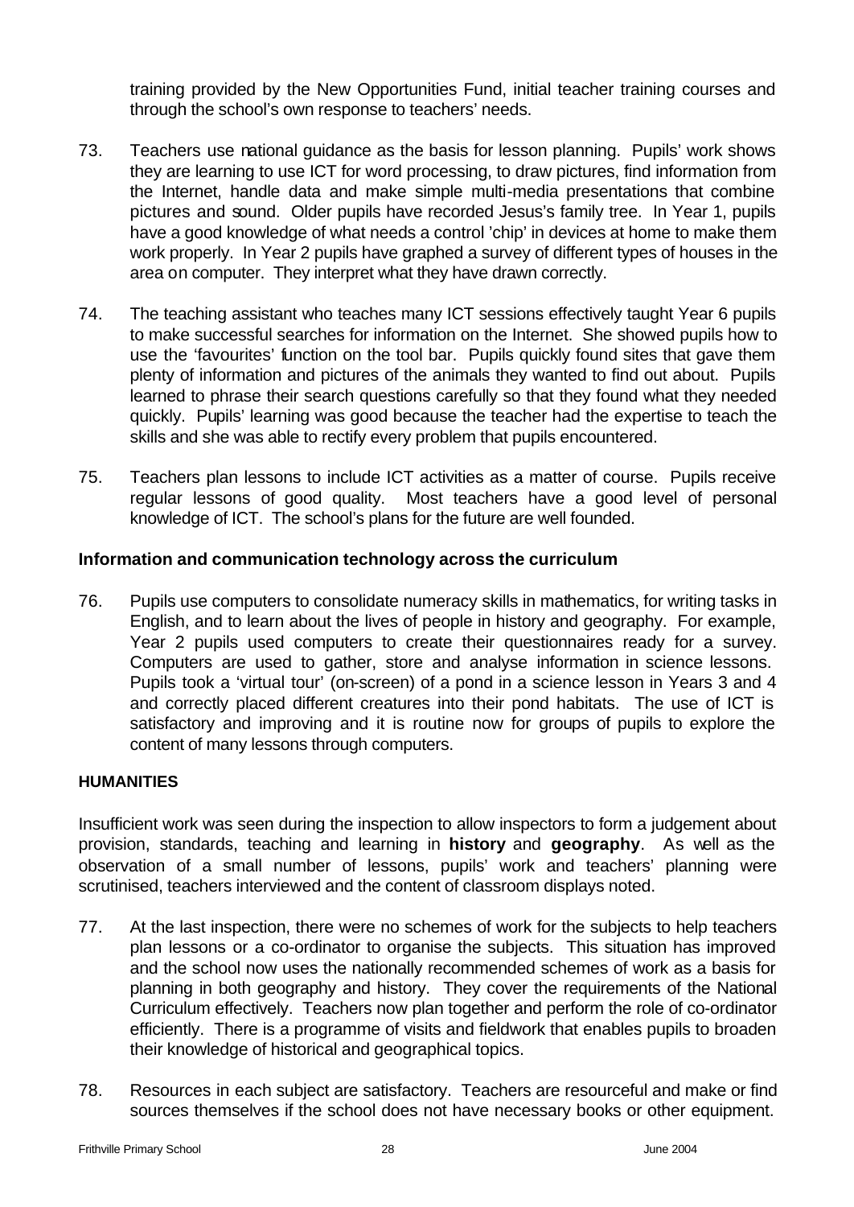training provided by the New Opportunities Fund, initial teacher training courses and through the school's own response to teachers' needs.

73. Teachers use national guidance as the basis for lesson planning. Pupils' work shows they are learning to use ICT for word processing, to draw pictures, find information from the Internet, handle data and make simple multi-media presentations that combine pictures and sound. Older pupils have recorded Jesus's family tree. In Year 1, pupils have a good knowledge of what needs a control 'chip' in devices at home to make them work properly. In Year 2 pupils have graphed a survey of different types of houses in the area on computer. They interpret what they have drawn correctly.

74. The teaching assistant who teaches many ICT sessions effectively taught Year 6 pupils to make successful searches for information on the Internet. She showed pupils how to use the 'favourites' function on the tool bar. Pupils quickly found sites that gave them plenty of information and pictures of the animals they wanted to find out about. Pupils learned to phrase their search questions carefully so that they found what they needed quickly. Pupils' learning was good because the teacher had the expertise to teach the skills and she was able to rectify every problem that pupils encountered.

75. Teachers plan lessons to include ICT activities as a matter of course. Pupils receive regular lessons of good quality. Most teachers have a good level of personal knowledge of ICT. The school's plans for the future are well founded.

### Information and communication technology across the curriculum

76. Pupils use computers to consolidate numeracy skills in mathematics, for writing tasks in English, and to learn about the lives of people in history and geography. For example, Year 2 pupils used computers to create their questionnaires ready for a survey. Computers are used to gather, store and analyse information in science lessons. Pupils took a 'virtual tour' (on-screen) of a pond in a science lesson in Years 3 and 4 and correctly placed different creatures into their pond habitats. The use of ICT is satisfactory and improving and it is routine now for groups of pupils to explore the content of many lessons through computers.

## HUMANITIES

Insufficient work was seen during the inspection to allow inspectors to form a judgement about provision, standards, teaching and learning in **history** and **geography**. As well as the observation of a small number of lessons, pupils' work and teachers' planning were scrutinised, teachers interviewed and the content of classroom displays noted.

77. At the last inspection, there were no schemes of work for the subjects to help teachers plan lessons or a co-ordinator to organise the subjects. This situation has improved and the school now uses the nationally recommended schemes of work as a basis for planning in both geography and history. They cover the requirements of the National Curriculum effectively. Teachers now plan together and perform the role of co-ordinator efficiently. There is a programme of visits and fieldwork that enables pupils to broaden their knowledge of historical and geographical topics.

78. Resources in each subject are satisfactory. Teachers are resourceful and make or find sources themselves if the school does not have necessary books or other equipment.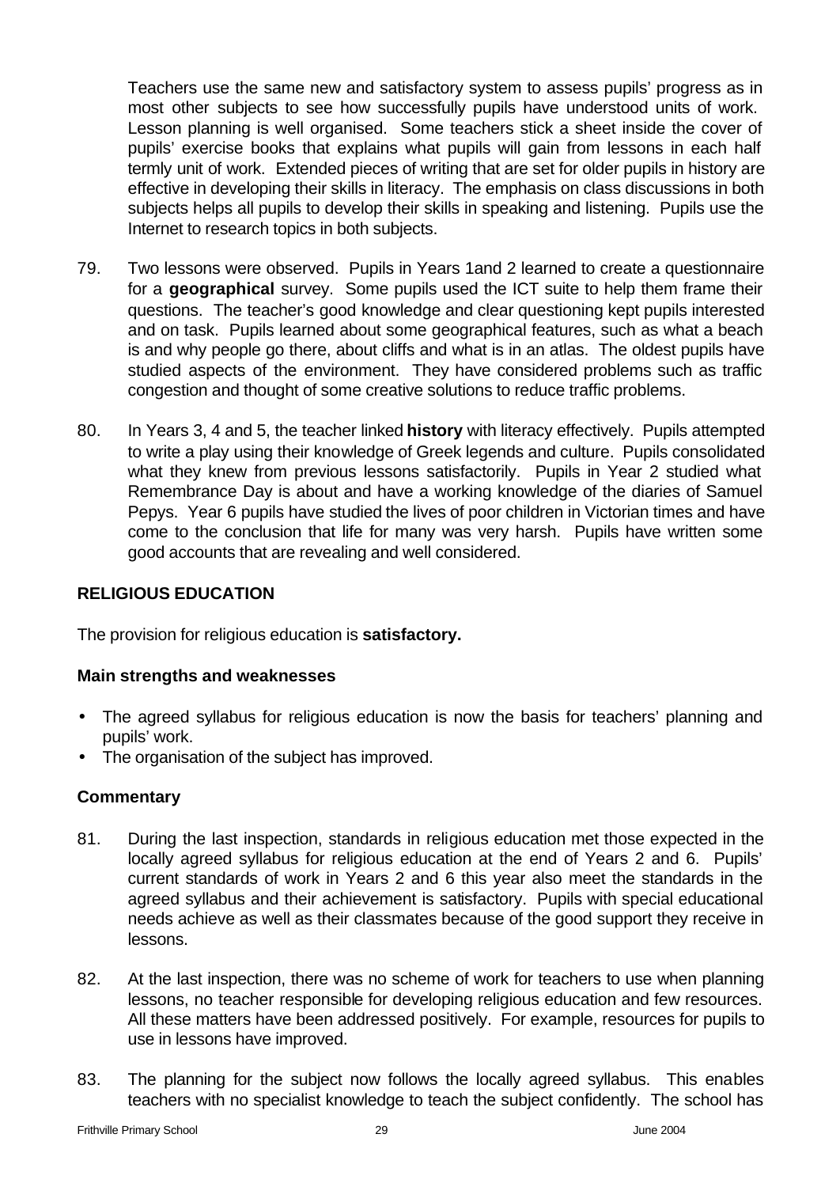Teachers use the same new and satisfactory system to assess pupils' progress as in most other subjects to see how successfully pupils have understood units of work. Lesson planning is well organised. Some teachers stick a sheet inside the cover of pupils' exercise books that explains what pupils will gain from lessons in each half termly unit of work. Extended pieces of writing that are set for older pupils in history are effective in developing their skills in literacy. The emphasis on class discussions in both subjects helps all pupils to develop their skills in speaking and listening. Pupils use the Internet to research topics in both subjects.

79. Two lessons were observed. Pupils in Years 1and 2 learned to create a questionnaire for a **geographical** survey. Some pupils used the ICT suite to help them frame their questions. The teacher's good knowledge and clear questioning kept pupils interested and on task. Pupils learned about some geographical features, such as what a beach is and why people go there, about cliffs and what is in an atlas. The oldest pupils have studied aspects of the environment. They have considered problems such as traffic congestion and thought of some creative solutions to reduce traffic problems.

80. In Years 3, 4 and 5, the teacher linked **history** with literacy effectively. Pupils attempted to write a play using their knowledge of Greek legends and culture. Pupils consolidated what they knew from previous lessons satisfactorily. Pupils in Year 2 studied what Remembrance Day is about and have a working knowledge of the diaries of Samuel Pepys. Year 6 pupils have studied the lives of poor children in Victorian times and have come to the conclusion that life for many was very harsh. Pupils have written some good accounts that are revealing and well considered.

## RELIGIOUS EDUCATION

The provision for religious education is **satisfactory.**

### Main strengths and weaknesses

- The agreed syllabus for religious education is now the basis for teachers' planning and pupils' work.
- The organisation of the subject has improved.

### Commentary

81. During the last inspection, standards in religious education met those expected in the locally agreed syllabus for religious education at the end of Years 2 and 6. Pupils' current standards of work in Years 2 and 6 this year also meet the standards in the agreed syllabus and their achievement is satisfactory. Pupils with special educational needs achieve as well as their classmates because of the good support they receive in lessons.

82. At the last inspection, there was no scheme of work for teachers to use when planning lessons, no teacher responsible for developing religious education and few resources. All these matters have been addressed positively. For example, resources for pupils to use in lessons have improved.

83. The planning for the subject now follows the locally agreed syllabus. This enables teachers with no specialist knowledge to teach the subject confidently. The school has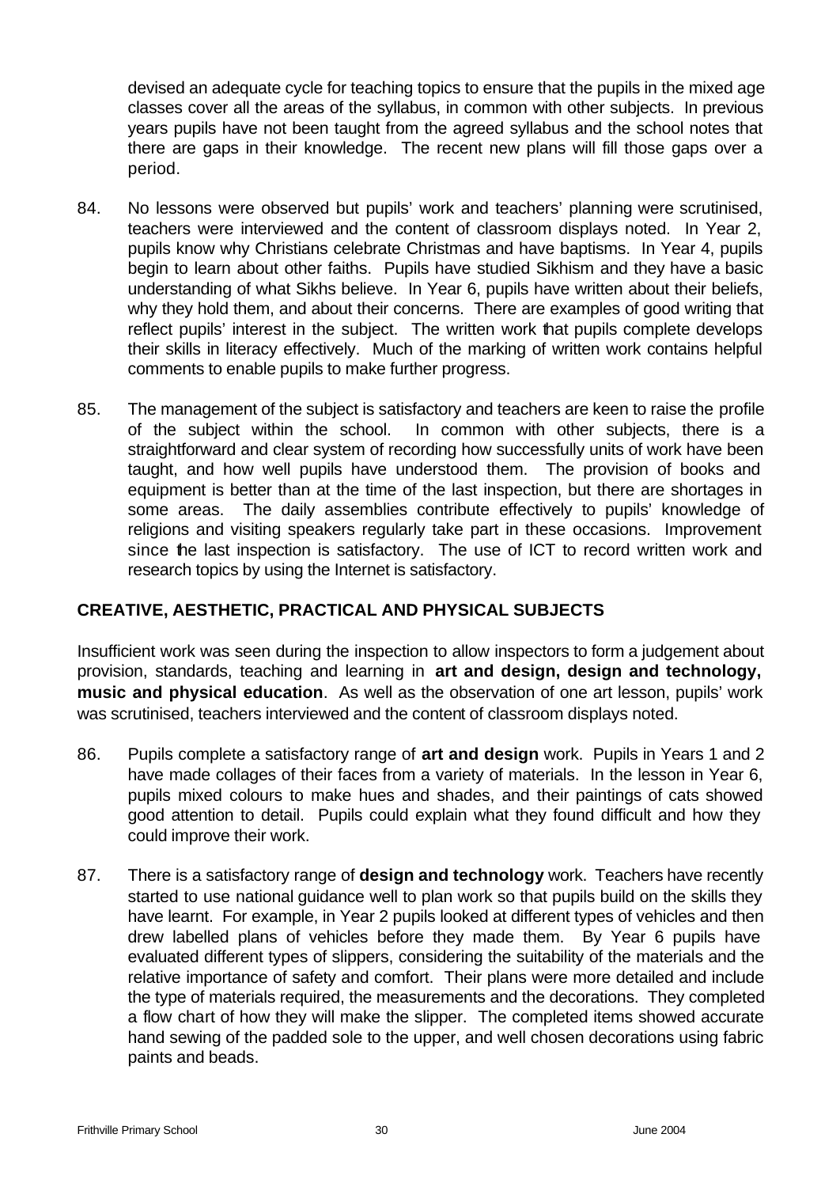devised an adequate cycle for teaching topics to ensure that the pupils in the mixed age classes cover all the areas of the syllabus, in common with other subjects. In previous years pupils have not been taught from the agreed syllabus and the school notes that there are gaps in their knowledge. The recent new plans will fill those gaps over a period.

84. No lessons were observed but pupils' work and teachers' planning were scrutinised, teachers were interviewed and the content of classroom displays noted. In Year 2, pupils know why Christians celebrate Christmas and have baptisms. In Year 4, pupils begin to learn about other faiths. Pupils have studied Sikhism and they have a basic understanding of what Sikhs believe. In Year 6, pupils have written about their beliefs, why they hold them, and about their concerns. There are examples of good writing that reflect pupils' interest in the subject. The written work that pupils complete develops their skills in literacy effectively. Much of the marking of written work contains helpful comments to enable pupils to make further progress.

85. The management of the subject is satisfactory and teachers are keen to raise the profile of the subject within the school. In common with other subjects, there is a straightforward and clear system of recording how successfully units of work have been taught, and how well pupils have understood them. The provision of books and equipment is better than at the time of the last inspection, but there are shortages in some areas. The daily assemblies contribute effectively to pupils' knowledge of religions and visiting speakers regularly take part in these occasions. Improvement since the last inspection is satisfactory. The use of ICT to record written work and research topics by using the Internet is satisfactory.

## CREATIVE, AESTHETIC, PRACTICAL AND PHYSICAL SUBJECTS

Insufficient work was seen during the inspection to allow inspectors to form a judgement about provision, standards, teaching and learning in **art and design, design and technology, music and physical education**. As well as the observation of one art lesson, pupils' work was scrutinised, teachers interviewed and the content of classroom displays noted.

86. Pupils complete a satisfactory range of **art and design** work. Pupils in Years 1 and 2 have made collages of their faces from a variety of materials. In the lesson in Year 6, pupils mixed colours to make hues and shades, and their paintings of cats showed good attention to detail. Pupils could explain what they found difficult and how they could improve their work.

87. There is a satisfactory range of **design and technology** work. Teachers have recently started to use national guidance well to plan work so that pupils build on the skills they have learnt. For example, in Year 2 pupils looked at different types of vehicles and then drew labelled plans of vehicles before they made them. By Year 6 pupils have evaluated different types of slippers, considering the suitability of the materials and the relative importance of safety and comfort. Their plans were more detailed and include the type of materials required, the measurements and the decorations. They completed a flow chart of how they will make the slipper. The completed items showed accurate hand sewing of the padded sole to the upper, and well chosen decorations using fabric paints and beads.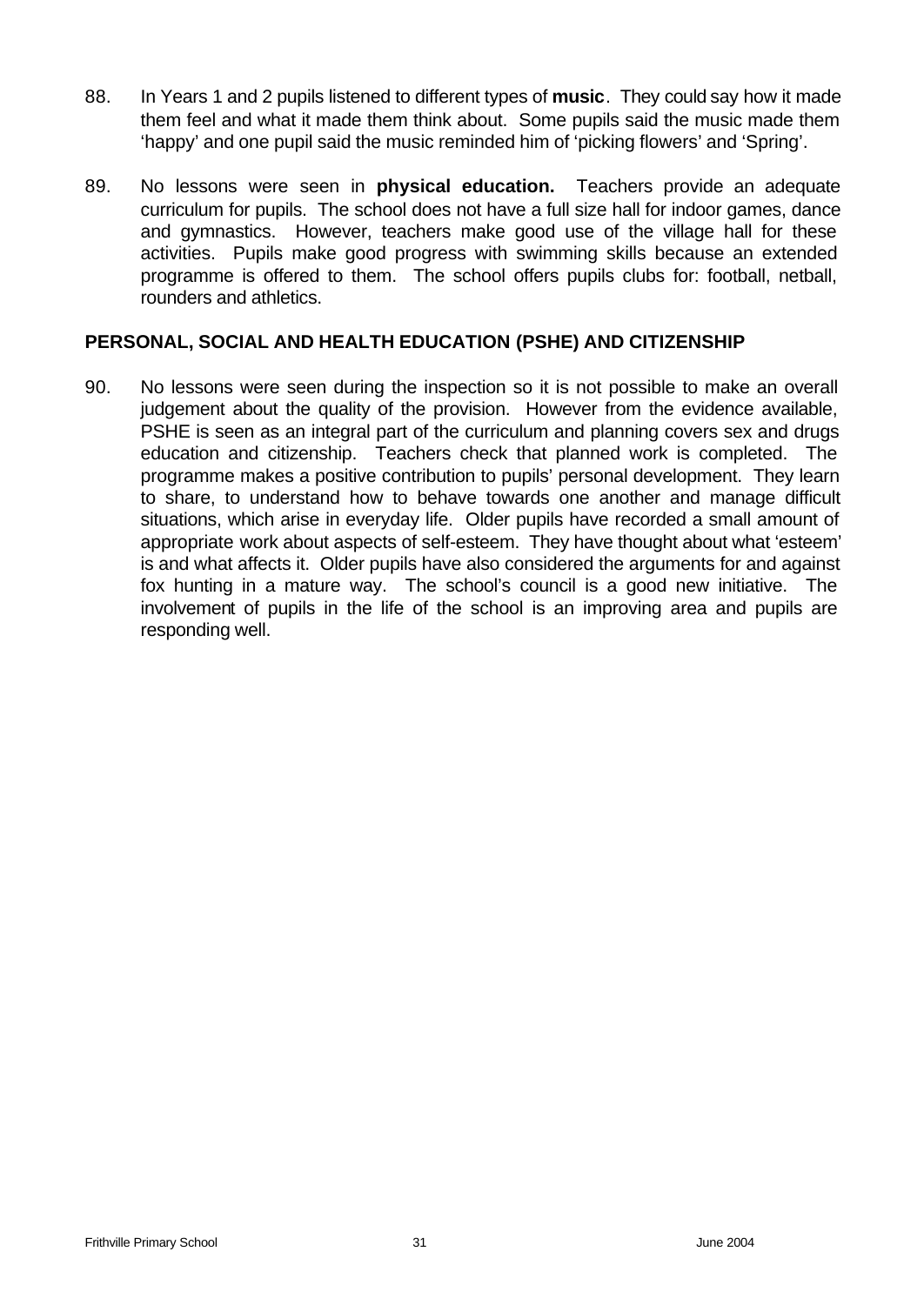88. In Years 1 and 2 pupils listened to different types of **music**. They could say how it made them feel and what it made them think about. Some pupils said the music made them 'happy' and one pupil said the music reminded him of 'picking flowers' and 'Spring'.

89. No lessons were seen in **physical education.** Teachers provide an adequate curriculum for pupils. The school does not have a full size hall for indoor games, dance and gymnastics. However, teachers make good use of the village hall for these activities. Pupils make good progress with swimming skills because an extended programme is offered to them. The school offers pupils clubs for: football, netball, rounders and athletics.

## PERSONAL, SOCIAL AND HEALTH EDUCATION (PSHE) AND CITIZENSHIP

90. No lessons were seen during the inspection so it is not possible to make an overall judgement about the quality of the provision. However from the evidence available, PSHE is seen as an integral part of the curriculum and planning covers sex and drugs education and citizenship. Teachers check that planned work is completed. The programme makes a positive contribution to pupils' personal development. They learn to share, to understand how to behave towards one another and manage difficult situations, which arise in everyday life. Older pupils have recorded a small amount of appropriate work about aspects of self-esteem. They have thought about what 'esteem' is and what affects it. Older pupils have also considered the arguments for and against fox hunting in a mature way. The school's council is a good new initiative. The involvement of pupils in the life of the school is an improving area and pupils are responding well.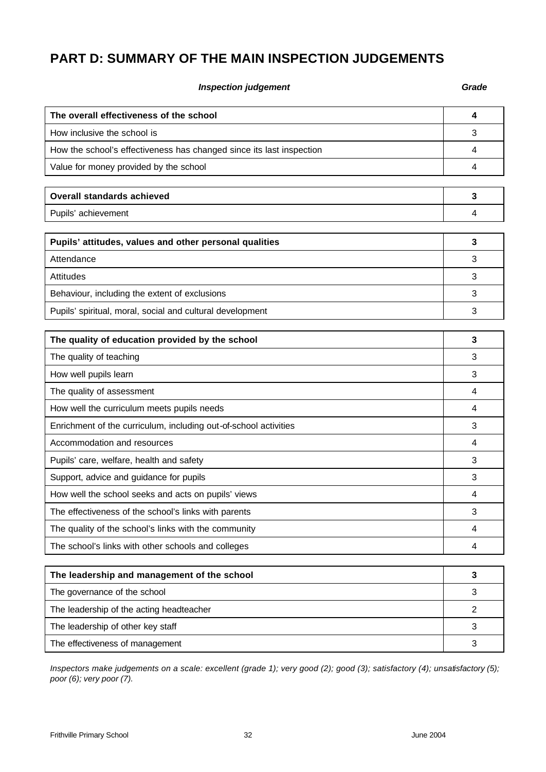# PART D: SUMMARY OF THE MAIN INSPECTION JUDGEMENTS

| *Inspection judgement* | *Grade* |
|---|---|
| **The overall effectiveness of the school** | **4** |
| How inclusive the school is | 3 |
| How the school's effectiveness has changed since its last inspection | 4 |
| Value for money provided by the school | 4 |
| **Overall standards achieved** | **3** |
| Pupils' achievement | 4 |
| **Pupils' attitudes, values and other personal qualities** | **3** |
| Attendance | 3 |
| Attitudes | 3 |
| Behaviour, including the extent of exclusions | 3 |
| Pupils' spiritual, moral, social and cultural development | 3 |
| **The quality of education provided by the school** | **3** |
| The quality of teaching | 3 |
| How well pupils learn | 3 |
| The quality of assessment | 4 |
| How well the curriculum meets pupils needs | 4 |
| Enrichment of the curriculum, including out-of-school activities | 3 |
| Accommodation and resources | 4 |
| Pupils' care, welfare, health and safety | 3 |
| Support, advice and guidance for pupils | 3 |
| How well the school seeks and acts on pupils' views | 4 |
| The effectiveness of the school's links with parents | 3 |
| The quality of the school's links with the community | 4 |
| The school's links with other schools and colleges | 4 |
| **The leadership and management of the school** | **3** |
| The governance of the school | 3 |
| The leadership of the acting headteacher | 2 |
| The leadership of other key staff | 3 |
| The effectiveness of management | 3 |

*Inspectors make judgements on a scale: excellent (grade 1); very good (2); good (3); satisfactory (4); unsatisfactory (5); poor (6); very poor (7).*